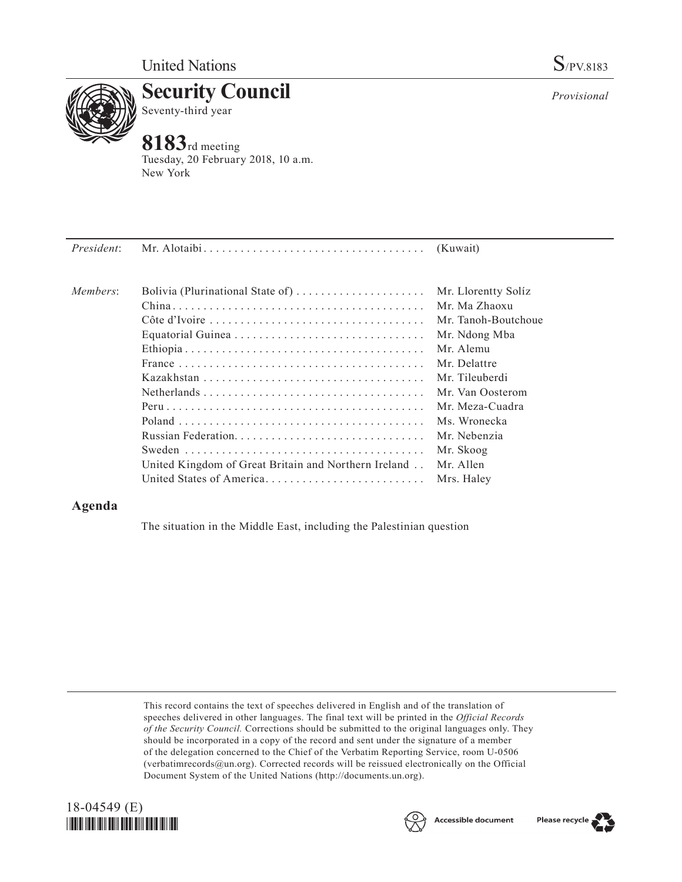United Nations

S/PV.8183

# Security Council

Seventy-third year

*Provisional*

# 8183rd meeting

Tuesday, 20 February 2018, 10 a.m.
New York

| | | |
|---|---|---|
| *President*: | Mr. Alotaibi | (Kuwait) |
| *Members*: | Bolivia (Plurinational State of) | Mr. Llorentty Solíz |
| | China | Mr. Ma Zhaoxu |
| | Côte d'Ivoire | Mr. Tanoh-Boutchoue |
| | Equatorial Guinea | Mr. Ndong Mba |
| | Ethiopia | Mr. Alemu |
| | France | Mr. Delattre |
| | Kazakhstan | Mr. Tileuberdi |
| | Netherlands | Mr. Van Oosterom |
| | Peru | Mr. Meza-Cuadra |
| | Poland | Ms. Wronecka |
| | Russian Federation | Mr. Nebenzia |
| | Sweden | Mr. Skoog |
| | United Kingdom of Great Britain and Northern Ireland | Mr. Allen |
| | United States of America | Mrs. Haley |

## Agenda

The situation in the Middle East, including the Palestinian question

This record contains the text of speeches delivered in English and of the translation of speeches delivered in other languages. The final text will be printed in the *Official Records of the Security Council.* Corrections should be submitted to the original languages only. They should be incorporated in a copy of the record and sent under the signature of a member of the delegation concerned to the Chief of the Verbatim Reporting Service, room U-0506 (verbatimrecords@un.org). Corrected records will be reissued electronically on the Official Document System of the United Nations (http://documents.un.org).

18-04549 (E)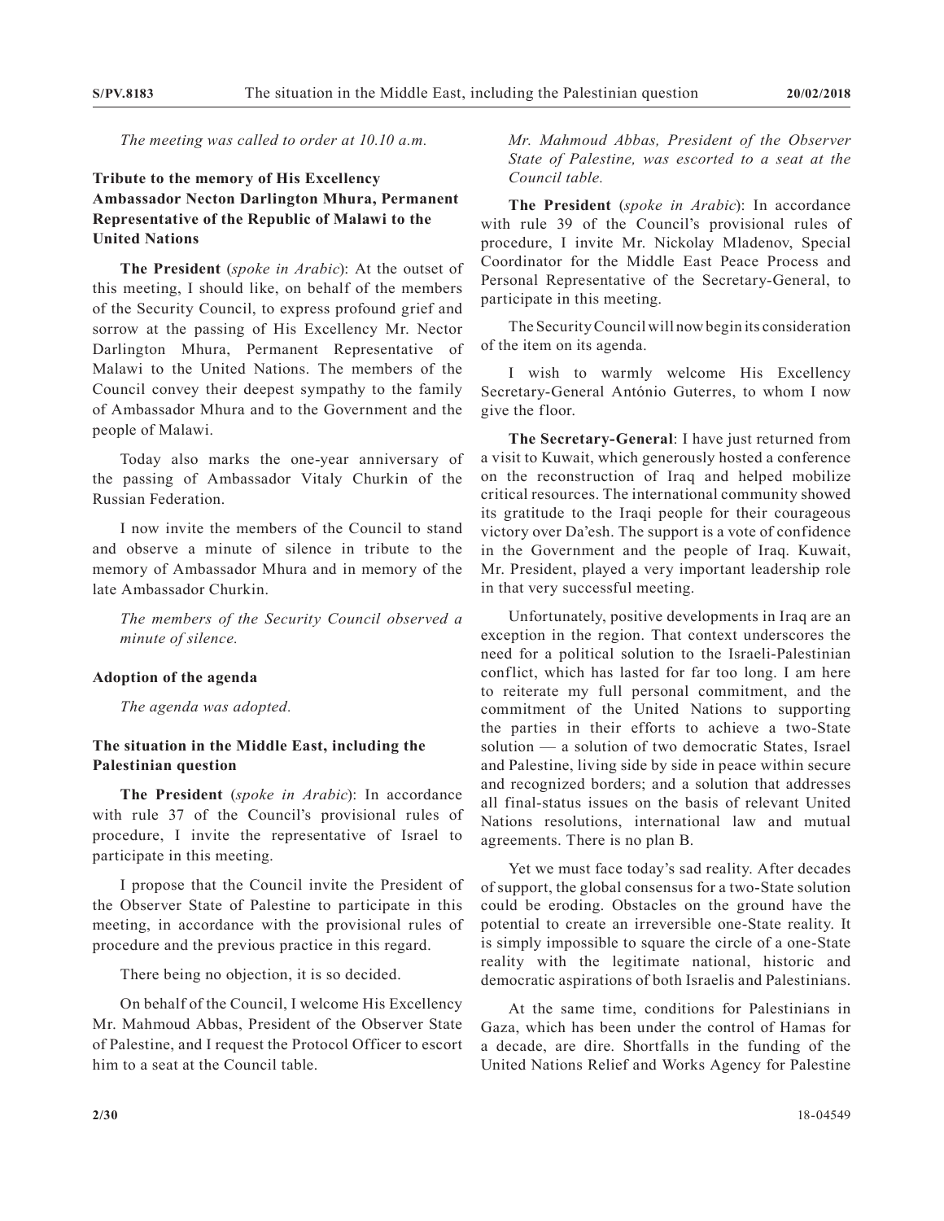*The meeting was called to order at 10.10 a.m.*

## Tribute to the memory of His Excellency Ambassador Necton Darlington Mhura, Permanent Representative of the Republic of Malawi to the United Nations

**The President** (*spoke in Arabic*): At the outset of this meeting, I should like, on behalf of the members of the Security Council, to express profound grief and sorrow at the passing of His Excellency Mr. Nector Darlington Mhura, Permanent Representative of Malawi to the United Nations. The members of the Council convey their deepest sympathy to the family of Ambassador Mhura and to the Government and the people of Malawi.

Today also marks the one-year anniversary of the passing of Ambassador Vitaly Churkin of the Russian Federation.

I now invite the members of the Council to stand and observe a minute of silence in tribute to the memory of Ambassador Mhura and in memory of the late Ambassador Churkin.

*The members of the Security Council observed a minute of silence.*

### Adoption of the agenda

*The agenda was adopted.*

## The situation in the Middle East, including the Palestinian question

**The President** (*spoke in Arabic*): In accordance with rule 37 of the Council's provisional rules of procedure, I invite the representative of Israel to participate in this meeting.

I propose that the Council invite the President of the Observer State of Palestine to participate in this meeting, in accordance with the provisional rules of procedure and the previous practice in this regard.

There being no objection, it is so decided.

On behalf of the Council, I welcome His Excellency Mr. Mahmoud Abbas, President of the Observer State of Palestine, and I request the Protocol Officer to escort him to a seat at the Council table.

*Mr. Mahmoud Abbas, President of the Observer State of Palestine, was escorted to a seat at the Council table.*

**The President** (*spoke in Arabic*): In accordance with rule 39 of the Council's provisional rules of procedure, I invite Mr. Nickolay Mladenov, Special Coordinator for the Middle East Peace Process and Personal Representative of the Secretary-General, to participate in this meeting.

The Security Council will now begin its consideration of the item on its agenda.

I wish to warmly welcome His Excellency Secretary-General António Guterres, to whom I now give the floor.

**The Secretary-General**: I have just returned from a visit to Kuwait, which generously hosted a conference on the reconstruction of Iraq and helped mobilize critical resources. The international community showed its gratitude to the Iraqi people for their courageous victory over Da'esh. The support is a vote of confidence in the Government and the people of Iraq. Kuwait, Mr. President, played a very important leadership role in that very successful meeting.

Unfortunately, positive developments in Iraq are an exception in the region. That context underscores the need for a political solution to the Israeli-Palestinian conflict, which has lasted for far too long. I am here to reiterate my full personal commitment, and the commitment of the United Nations to supporting the parties in their efforts to achieve a two-State solution — a solution of two democratic States, Israel and Palestine, living side by side in peace within secure and recognized borders; and a solution that addresses all final-status issues on the basis of relevant United Nations resolutions, international law and mutual agreements. There is no plan B.

Yet we must face today's sad reality. After decades of support, the global consensus for a two-State solution could be eroding. Obstacles on the ground have the potential to create an irreversible one-State reality. It is simply impossible to square the circle of a one-State reality with the legitimate national, historic and democratic aspirations of both Israelis and Palestinians.

At the same time, conditions for Palestinians in Gaza, which has been under the control of Hamas for a decade, are dire. Shortfalls in the funding of the United Nations Relief and Works Agency for Palestine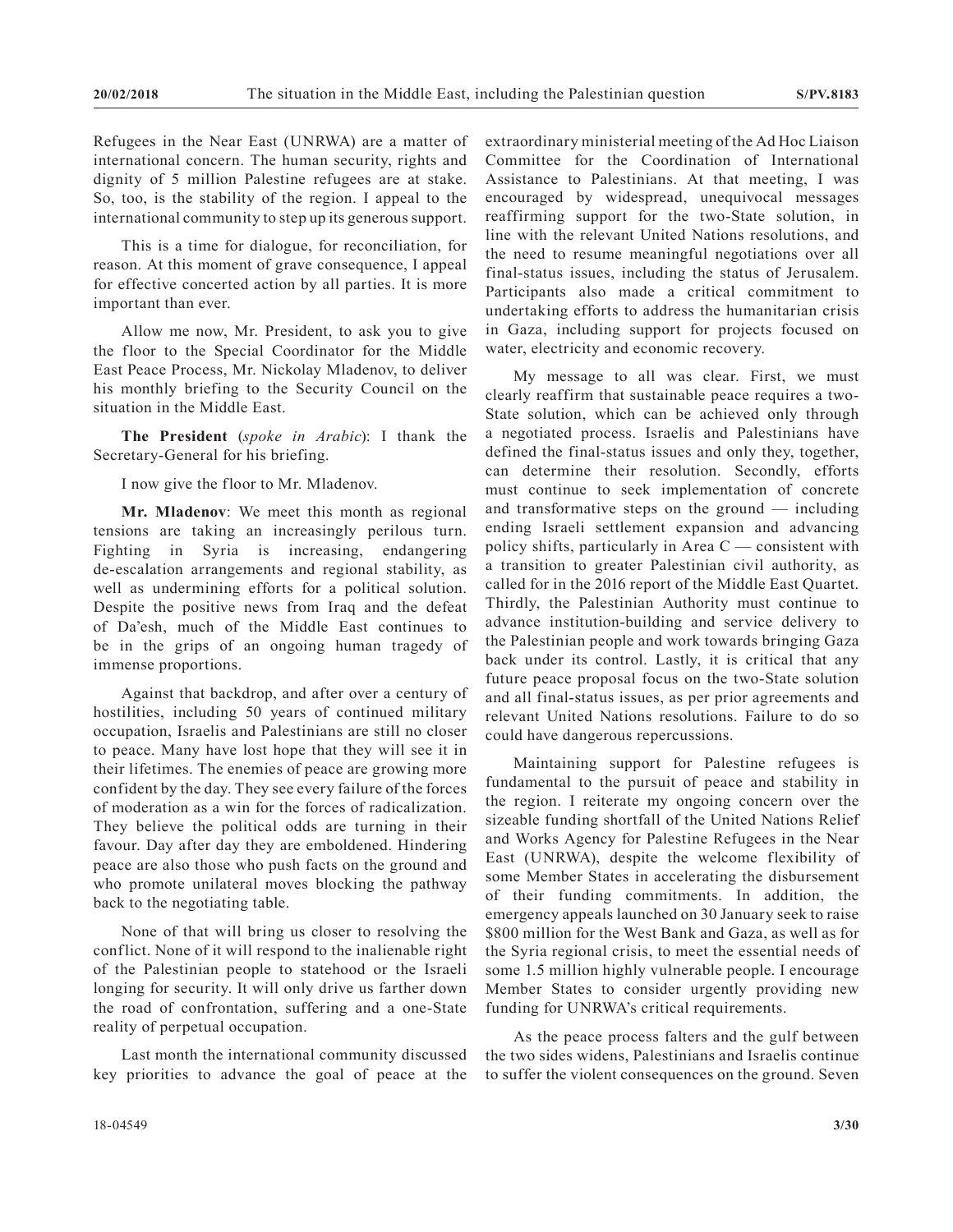Refugees in the Near East (UNRWA) are a matter of international concern. The human security, rights and dignity of 5 million Palestine refugees are at stake. So, too, is the stability of the region. I appeal to the international community to step up its generous support.

This is a time for dialogue, for reconciliation, for reason. At this moment of grave consequence, I appeal for effective concerted action by all parties. It is more important than ever.

Allow me now, Mr. President, to ask you to give the floor to the Special Coordinator for the Middle East Peace Process, Mr. Nickolay Mladenov, to deliver his monthly briefing to the Security Council on the situation in the Middle East.

**The President** (*spoke in Arabic*): I thank the Secretary-General for his briefing.

I now give the floor to Mr. Mladenov.

**Mr. Mladenov**: We meet this month as regional tensions are taking an increasingly perilous turn. Fighting in Syria is increasing, endangering de-escalation arrangements and regional stability, as well as undermining efforts for a political solution. Despite the positive news from Iraq and the defeat of Da'esh, much of the Middle East continues to be in the grips of an ongoing human tragedy of immense proportions.

Against that backdrop, and after over a century of hostilities, including 50 years of continued military occupation, Israelis and Palestinians are still no closer to peace. Many have lost hope that they will see it in their lifetimes. The enemies of peace are growing more confident by the day. They see every failure of the forces of moderation as a win for the forces of radicalization. They believe the political odds are turning in their favour. Day after day they are emboldened. Hindering peace are also those who push facts on the ground and who promote unilateral moves blocking the pathway back to the negotiating table.

None of that will bring us closer to resolving the conflict. None of it will respond to the inalienable right of the Palestinian people to statehood or the Israeli longing for security. It will only drive us farther down the road of confrontation, suffering and a one-State reality of perpetual occupation.

Last month the international community discussed key priorities to advance the goal of peace at the extraordinary ministerial meeting of the Ad Hoc Liaison Committee for the Coordination of International Assistance to Palestinians. At that meeting, I was encouraged by widespread, unequivocal messages reaffirming support for the two-State solution, in line with the relevant United Nations resolutions, and the need to resume meaningful negotiations over all final-status issues, including the status of Jerusalem. Participants also made a critical commitment to undertaking efforts to address the humanitarian crisis in Gaza, including support for projects focused on water, electricity and economic recovery.

My message to all was clear. First, we must clearly reaffirm that sustainable peace requires a two-State solution, which can be achieved only through a negotiated process. Israelis and Palestinians have defined the final-status issues and only they, together, can determine their resolution. Secondly, efforts must continue to seek implementation of concrete and transformative steps on the ground — including ending Israeli settlement expansion and advancing policy shifts, particularly in Area C — consistent with a transition to greater Palestinian civil authority, as called for in the 2016 report of the Middle East Quartet. Thirdly, the Palestinian Authority must continue to advance institution-building and service delivery to the Palestinian people and work towards bringing Gaza back under its control. Lastly, it is critical that any future peace proposal focus on the two-State solution and all final-status issues, as per prior agreements and relevant United Nations resolutions. Failure to do so could have dangerous repercussions.

Maintaining support for Palestine refugees is fundamental to the pursuit of peace and stability in the region. I reiterate my ongoing concern over the sizeable funding shortfall of the United Nations Relief and Works Agency for Palestine Refugees in the Near East (UNRWA), despite the welcome flexibility of some Member States in accelerating the disbursement of their funding commitments. In addition, the emergency appeals launched on 30 January seek to raise $800 million for the West Bank and Gaza, as well as for the Syria regional crisis, to meet the essential needs of some 1.5 million highly vulnerable people. I encourage Member States to consider urgently providing new funding for UNRWA's critical requirements.

As the peace process falters and the gulf between the two sides widens, Palestinians and Israelis continue to suffer the violent consequences on the ground. Seven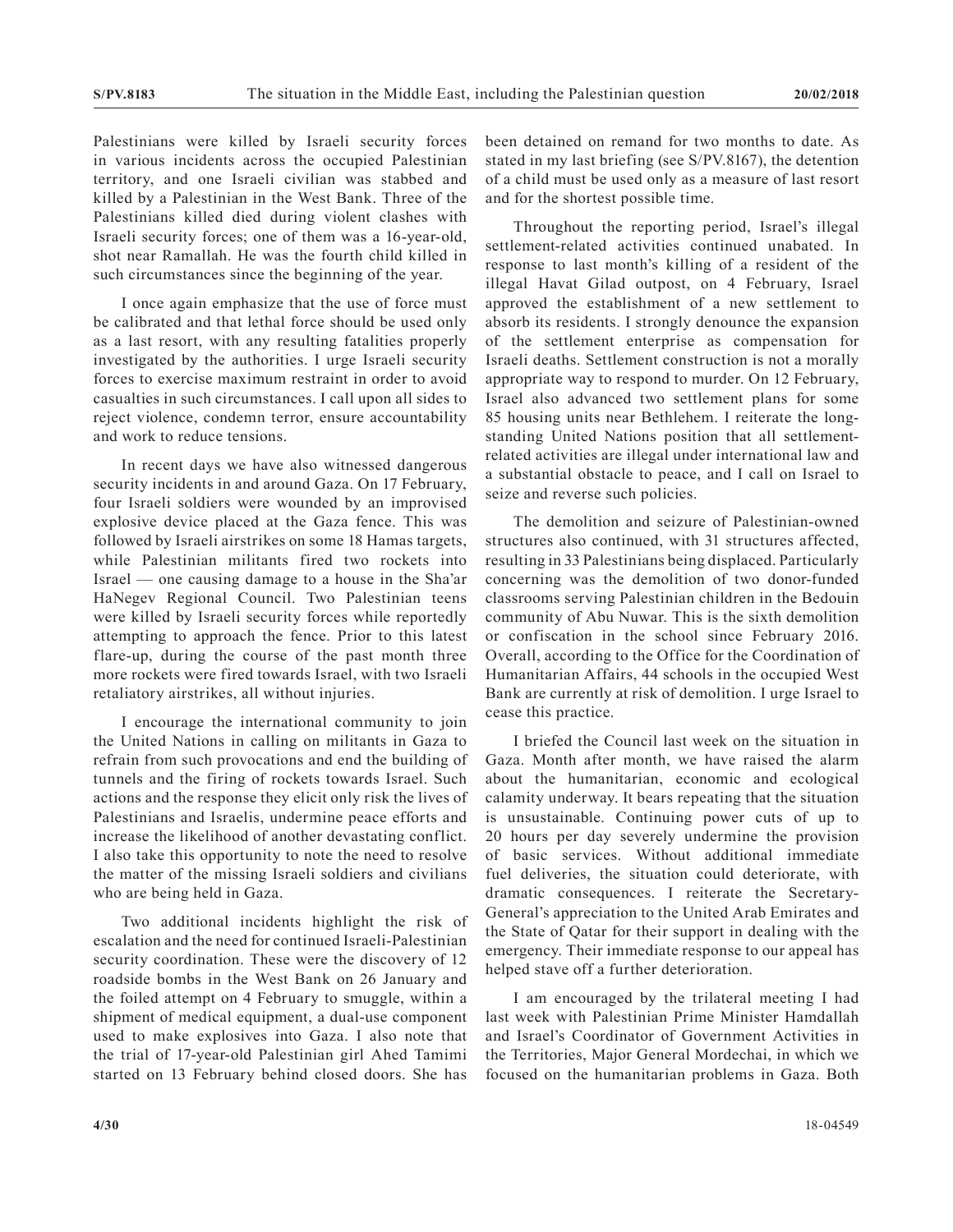Palestinians were killed by Israeli security forces in various incidents across the occupied Palestinian territory, and one Israeli civilian was stabbed and killed by a Palestinian in the West Bank. Three of the Palestinians killed died during violent clashes with Israeli security forces; one of them was a 16-year-old, shot near Ramallah. He was the fourth child killed in such circumstances since the beginning of the year.

I once again emphasize that the use of force must be calibrated and that lethal force should be used only as a last resort, with any resulting fatalities properly investigated by the authorities. I urge Israeli security forces to exercise maximum restraint in order to avoid casualties in such circumstances. I call upon all sides to reject violence, condemn terror, ensure accountability and work to reduce tensions.

In recent days we have also witnessed dangerous security incidents in and around Gaza. On 17 February, four Israeli soldiers were wounded by an improvised explosive device placed at the Gaza fence. This was followed by Israeli airstrikes on some 18 Hamas targets, while Palestinian militants fired two rockets into Israel — one causing damage to a house in the Sha'ar HaNegev Regional Council. Two Palestinian teens were killed by Israeli security forces while reportedly attempting to approach the fence. Prior to this latest flare-up, during the course of the past month three more rockets were fired towards Israel, with two Israeli retaliatory airstrikes, all without injuries.

I encourage the international community to join the United Nations in calling on militants in Gaza to refrain from such provocations and end the building of tunnels and the firing of rockets towards Israel. Such actions and the response they elicit only risk the lives of Palestinians and Israelis, undermine peace efforts and increase the likelihood of another devastating conflict. I also take this opportunity to note the need to resolve the matter of the missing Israeli soldiers and civilians who are being held in Gaza.

Two additional incidents highlight the risk of escalation and the need for continued Israeli-Palestinian security coordination. These were the discovery of 12 roadside bombs in the West Bank on 26 January and the foiled attempt on 4 February to smuggle, within a shipment of medical equipment, a dual-use component used to make explosives into Gaza. I also note that the trial of 17-year-old Palestinian girl Ahed Tamimi started on 13 February behind closed doors. She has been detained on remand for two months to date. As stated in my last briefing (see S/PV.8167), the detention of a child must be used only as a measure of last resort and for the shortest possible time.

Throughout the reporting period, Israel's illegal settlement-related activities continued unabated. In response to last month's killing of a resident of the illegal Havat Gilad outpost, on 4 February, Israel approved the establishment of a new settlement to absorb its residents. I strongly denounce the expansion of the settlement enterprise as compensation for Israeli deaths. Settlement construction is not a morally appropriate way to respond to murder. On 12 February, Israel also advanced two settlement plans for some 85 housing units near Bethlehem. I reiterate the long-standing United Nations position that all settlement-related activities are illegal under international law and a substantial obstacle to peace, and I call on Israel to seize and reverse such policies.

The demolition and seizure of Palestinian-owned structures also continued, with 31 structures affected, resulting in 33 Palestinians being displaced. Particularly concerning was the demolition of two donor-funded classrooms serving Palestinian children in the Bedouin community of Abu Nuwar. This is the sixth demolition or confiscation in the school since February 2016. Overall, according to the Office for the Coordination of Humanitarian Affairs, 44 schools in the occupied West Bank are currently at risk of demolition. I urge Israel to cease this practice.

I briefed the Council last week on the situation in Gaza. Month after month, we have raised the alarm about the humanitarian, economic and ecological calamity underway. It bears repeating that the situation is unsustainable. Continuing power cuts of up to 20 hours per day severely undermine the provision of basic services. Without additional immediate fuel deliveries, the situation could deteriorate, with dramatic consequences. I reiterate the Secretary-General's appreciation to the United Arab Emirates and the State of Qatar for their support in dealing with the emergency. Their immediate response to our appeal has helped stave off a further deterioration.

I am encouraged by the trilateral meeting I had last week with Palestinian Prime Minister Hamdallah and Israel's Coordinator of Government Activities in the Territories, Major General Mordechai, in which we focused on the humanitarian problems in Gaza. Both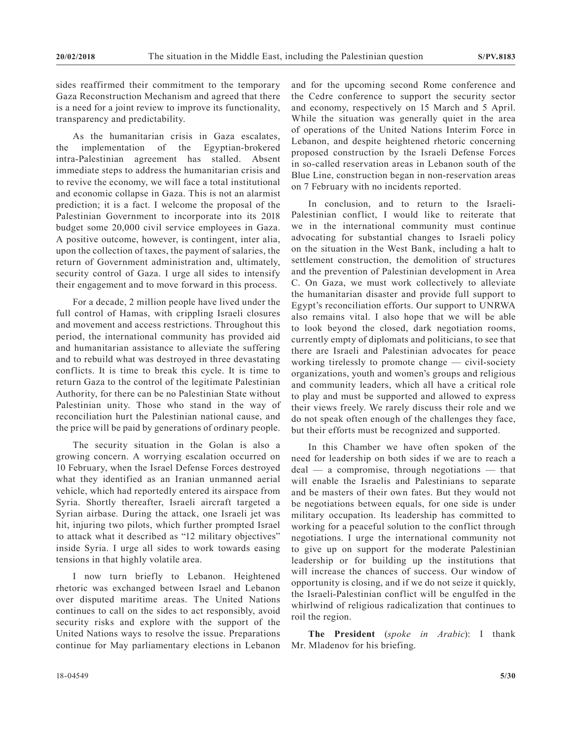sides reaffirmed their commitment to the temporary Gaza Reconstruction Mechanism and agreed that there is a need for a joint review to improve its functionality, transparency and predictability.

As the humanitarian crisis in Gaza escalates, the implementation of the Egyptian-brokered intra-Palestinian agreement has stalled. Absent immediate steps to address the humanitarian crisis and to revive the economy, we will face a total institutional and economic collapse in Gaza. This is not an alarmist prediction; it is a fact. I welcome the proposal of the Palestinian Government to incorporate into its 2018 budget some 20,000 civil service employees in Gaza. A positive outcome, however, is contingent, inter alia, upon the collection of taxes, the payment of salaries, the return of Government administration and, ultimately, security control of Gaza. I urge all sides to intensify their engagement and to move forward in this process.

For a decade, 2 million people have lived under the full control of Hamas, with crippling Israeli closures and movement and access restrictions. Throughout this period, the international community has provided aid and humanitarian assistance to alleviate the suffering and to rebuild what was destroyed in three devastating conflicts. It is time to break this cycle. It is time to return Gaza to the control of the legitimate Palestinian Authority, for there can be no Palestinian State without Palestinian unity. Those who stand in the way of reconciliation hurt the Palestinian national cause, and the price will be paid by generations of ordinary people.

The security situation in the Golan is also a growing concern. A worrying escalation occurred on 10 February, when the Israel Defense Forces destroyed what they identified as an Iranian unmanned aerial vehicle, which had reportedly entered its airspace from Syria. Shortly thereafter, Israeli aircraft targeted a Syrian airbase. During the attack, one Israeli jet was hit, injuring two pilots, which further prompted Israel to attack what it described as "12 military objectives" inside Syria. I urge all sides to work towards easing tensions in that highly volatile area.

I now turn briefly to Lebanon. Heightened rhetoric was exchanged between Israel and Lebanon over disputed maritime areas. The United Nations continues to call on the sides to act responsibly, avoid security risks and explore with the support of the United Nations ways to resolve the issue. Preparations continue for May parliamentary elections in Lebanon and for the upcoming second Rome conference and the Cedre conference to support the security sector and economy, respectively on 15 March and 5 April. While the situation was generally quiet in the area of operations of the United Nations Interim Force in Lebanon, and despite heightened rhetoric concerning proposed construction by the Israeli Defense Forces in so-called reservation areas in Lebanon south of the Blue Line, construction began in non-reservation areas on 7 February with no incidents reported.

In conclusion, and to return to the Israeli-Palestinian conflict, I would like to reiterate that we in the international community must continue advocating for substantial changes to Israeli policy on the situation in the West Bank, including a halt to settlement construction, the demolition of structures and the prevention of Palestinian development in Area C. On Gaza, we must work collectively to alleviate the humanitarian disaster and provide full support to Egypt's reconciliation efforts. Our support to UNRWA also remains vital. I also hope that we will be able to look beyond the closed, dark negotiation rooms, currently empty of diplomats and politicians, to see that there are Israeli and Palestinian advocates for peace working tirelessly to promote change — civil-society organizations, youth and women's groups and religious and community leaders, which all have a critical role to play and must be supported and allowed to express their views freely. We rarely discuss their role and we do not speak often enough of the challenges they face, but their efforts must be recognized and supported.

In this Chamber we have often spoken of the need for leadership on both sides if we are to reach a deal — a compromise, through negotiations — that will enable the Israelis and Palestinians to separate and be masters of their own fates. But they would not be negotiations between equals, for one side is under military occupation. Its leadership has committed to working for a peaceful solution to the conflict through negotiations. I urge the international community not to give up on support for the moderate Palestinian leadership or for building up the institutions that will increase the chances of success. Our window of opportunity is closing, and if we do not seize it quickly, the Israeli-Palestinian conflict will be engulfed in the whirlwind of religious radicalization that continues to roil the region.

**The President** (*spoke in Arabic*): I thank Mr. Mladenov for his briefing.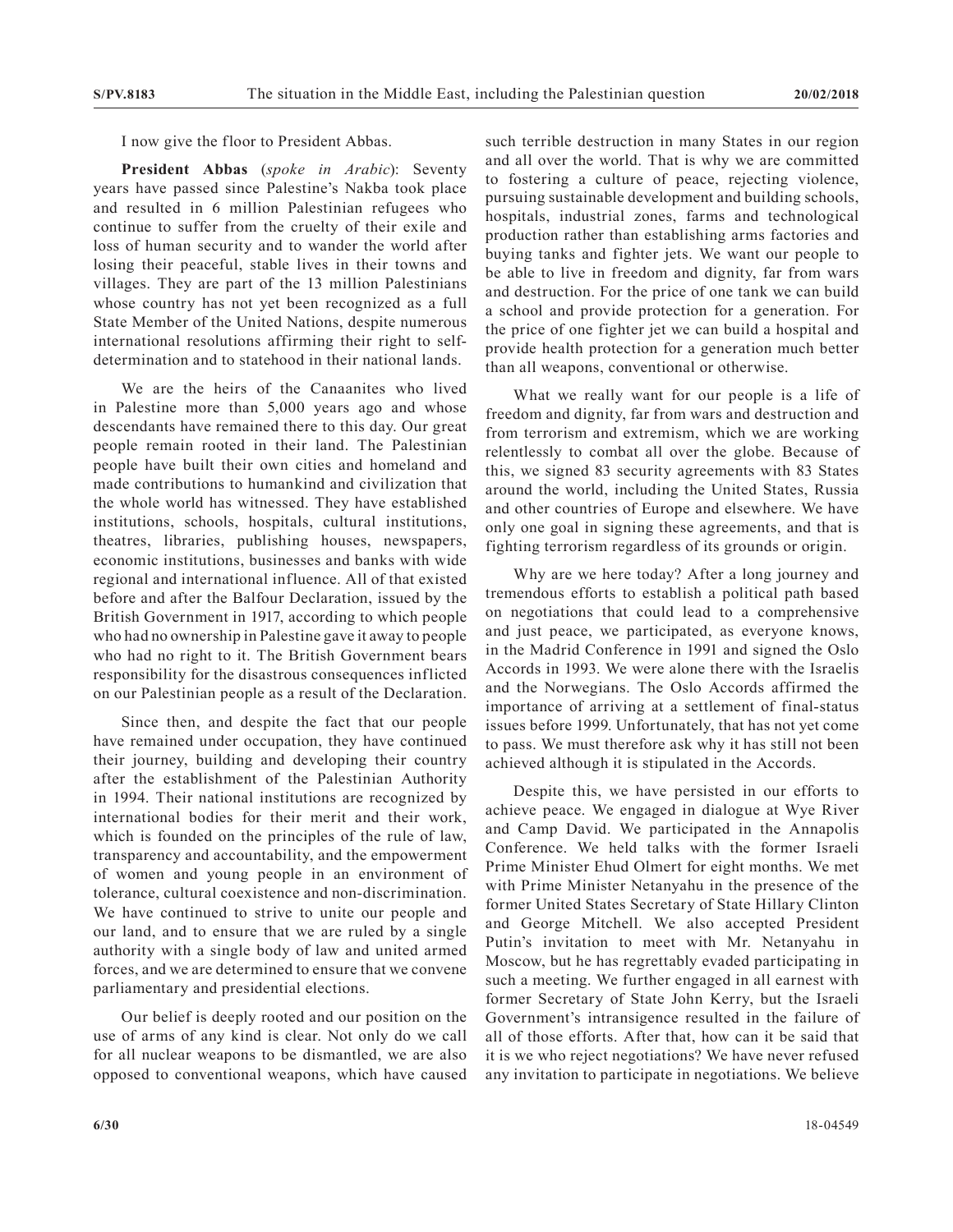I now give the floor to President Abbas.

**President Abbas** (*spoke in Arabic*): Seventy years have passed since Palestine's Nakba took place and resulted in 6 million Palestinian refugees who continue to suffer from the cruelty of their exile and loss of human security and to wander the world after losing their peaceful, stable lives in their towns and villages. They are part of the 13 million Palestinians whose country has not yet been recognized as a full State Member of the United Nations, despite numerous international resolutions affirming their right to self-determination and to statehood in their national lands.

We are the heirs of the Canaanites who lived in Palestine more than 5,000 years ago and whose descendants have remained there to this day. Our great people remain rooted in their land. The Palestinian people have built their own cities and homeland and made contributions to humankind and civilization that the whole world has witnessed. They have established institutions, schools, hospitals, cultural institutions, theatres, libraries, publishing houses, newspapers, economic institutions, businesses and banks with wide regional and international influence. All of that existed before and after the Balfour Declaration, issued by the British Government in 1917, according to which people who had no ownership in Palestine gave it away to people who had no right to it. The British Government bears responsibility for the disastrous consequences inflicted on our Palestinian people as a result of the Declaration.

Since then, and despite the fact that our people have remained under occupation, they have continued their journey, building and developing their country after the establishment of the Palestinian Authority in 1994. Their national institutions are recognized by international bodies for their merit and their work, which is founded on the principles of the rule of law, transparency and accountability, and the empowerment of women and young people in an environment of tolerance, cultural coexistence and non-discrimination. We have continued to strive to unite our people and our land, and to ensure that we are ruled by a single authority with a single body of law and united armed forces, and we are determined to ensure that we convene parliamentary and presidential elections.

Our belief is deeply rooted and our position on the use of arms of any kind is clear. Not only do we call for all nuclear weapons to be dismantled, we are also opposed to conventional weapons, which have caused such terrible destruction in many States in our region and all over the world. That is why we are committed to fostering a culture of peace, rejecting violence, pursuing sustainable development and building schools, hospitals, industrial zones, farms and technological production rather than establishing arms factories and buying tanks and fighter jets. We want our people to be able to live in freedom and dignity, far from wars and destruction. For the price of one tank we can build a school and provide protection for a generation. For the price of one fighter jet we can build a hospital and provide health protection for a generation much better than all weapons, conventional or otherwise.

What we really want for our people is a life of freedom and dignity, far from wars and destruction and from terrorism and extremism, which we are working relentlessly to combat all over the globe. Because of this, we signed 83 security agreements with 83 States around the world, including the United States, Russia and other countries of Europe and elsewhere. We have only one goal in signing these agreements, and that is fighting terrorism regardless of its grounds or origin.

Why are we here today? After a long journey and tremendous efforts to establish a political path based on negotiations that could lead to a comprehensive and just peace, we participated, as everyone knows, in the Madrid Conference in 1991 and signed the Oslo Accords in 1993. We were alone there with the Israelis and the Norwegians. The Oslo Accords affirmed the importance of arriving at a settlement of final-status issues before 1999. Unfortunately, that has not yet come to pass. We must therefore ask why it has still not been achieved although it is stipulated in the Accords.

Despite this, we have persisted in our efforts to achieve peace. We engaged in dialogue at Wye River and Camp David. We participated in the Annapolis Conference. We held talks with the former Israeli Prime Minister Ehud Olmert for eight months. We met with Prime Minister Netanyahu in the presence of the former United States Secretary of State Hillary Clinton and George Mitchell. We also accepted President Putin's invitation to meet with Mr. Netanyahu in Moscow, but he has regrettably evaded participating in such a meeting. We further engaged in all earnest with former Secretary of State John Kerry, but the Israeli Government's intransigence resulted in the failure of all of those efforts. After that, how can it be said that it is we who reject negotiations? We have never refused any invitation to participate in negotiations. We believe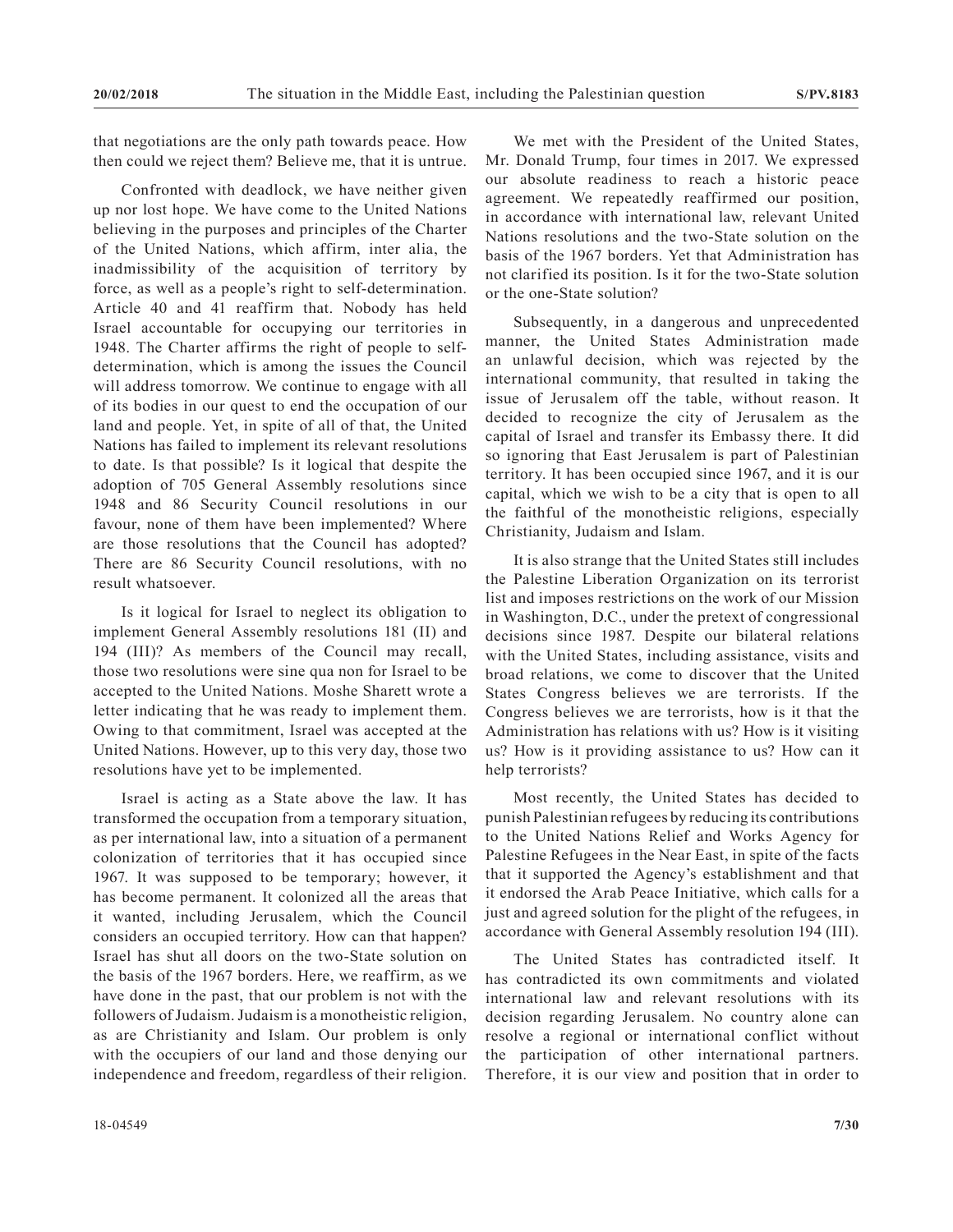that negotiations are the only path towards peace. How then could we reject them? Believe me, that it is untrue.

Confronted with deadlock, we have neither given up nor lost hope. We have come to the United Nations believing in the purposes and principles of the Charter of the United Nations, which affirm, inter alia, the inadmissibility of the acquisition of territory by force, as well as a people's right to self-determination. Article 40 and 41 reaffirm that. Nobody has held Israel accountable for occupying our territories in 1948. The Charter affirms the right of people to self-determination, which is among the issues the Council will address tomorrow. We continue to engage with all of its bodies in our quest to end the occupation of our land and people. Yet, in spite of all of that, the United Nations has failed to implement its relevant resolutions to date. Is that possible? Is it logical that despite the adoption of 705 General Assembly resolutions since 1948 and 86 Security Council resolutions in our favour, none of them have been implemented? Where are those resolutions that the Council has adopted? There are 86 Security Council resolutions, with no result whatsoever.

Is it logical for Israel to neglect its obligation to implement General Assembly resolutions 181 (II) and 194 (III)? As members of the Council may recall, those two resolutions were sine qua non for Israel to be accepted to the United Nations. Moshe Sharett wrote a letter indicating that he was ready to implement them. Owing to that commitment, Israel was accepted at the United Nations. However, up to this very day, those two resolutions have yet to be implemented.

Israel is acting as a State above the law. It has transformed the occupation from a temporary situation, as per international law, into a situation of a permanent colonization of territories that it has occupied since 1967. It was supposed to be temporary; however, it has become permanent. It colonized all the areas that it wanted, including Jerusalem, which the Council considers an occupied territory. How can that happen? Israel has shut all doors on the two-State solution on the basis of the 1967 borders. Here, we reaffirm, as we have done in the past, that our problem is not with the followers of Judaism. Judaism is a monotheistic religion, as are Christianity and Islam. Our problem is only with the occupiers of our land and those denying our independence and freedom, regardless of their religion.

We met with the President of the United States, Mr. Donald Trump, four times in 2017. We expressed our absolute readiness to reach a historic peace agreement. We repeatedly reaffirmed our position, in accordance with international law, relevant United Nations resolutions and the two-State solution on the basis of the 1967 borders. Yet that Administration has not clarified its position. Is it for the two-State solution or the one-State solution?

Subsequently, in a dangerous and unprecedented manner, the United States Administration made an unlawful decision, which was rejected by the international community, that resulted in taking the issue of Jerusalem off the table, without reason. It decided to recognize the city of Jerusalem as the capital of Israel and transfer its Embassy there. It did so ignoring that East Jerusalem is part of Palestinian territory. It has been occupied since 1967, and it is our capital, which we wish to be a city that is open to all the faithful of the monotheistic religions, especially Christianity, Judaism and Islam.

It is also strange that the United States still includes the Palestine Liberation Organization on its terrorist list and imposes restrictions on the work of our Mission in Washington, D.C., under the pretext of congressional decisions since 1987. Despite our bilateral relations with the United States, including assistance, visits and broad relations, we come to discover that the United States Congress believes we are terrorists. If the Congress believes we are terrorists, how is it that the Administration has relations with us? How is it visiting us? How is it providing assistance to us? How can it help terrorists?

Most recently, the United States has decided to punish Palestinian refugees by reducing its contributions to the United Nations Relief and Works Agency for Palestine Refugees in the Near East, in spite of the facts that it supported the Agency's establishment and that it endorsed the Arab Peace Initiative, which calls for a just and agreed solution for the plight of the refugees, in accordance with General Assembly resolution 194 (III).

The United States has contradicted itself. It has contradicted its own commitments and violated international law and relevant resolutions with its decision regarding Jerusalem. No country alone can resolve a regional or international conflict without the participation of other international partners. Therefore, it is our view and position that in order to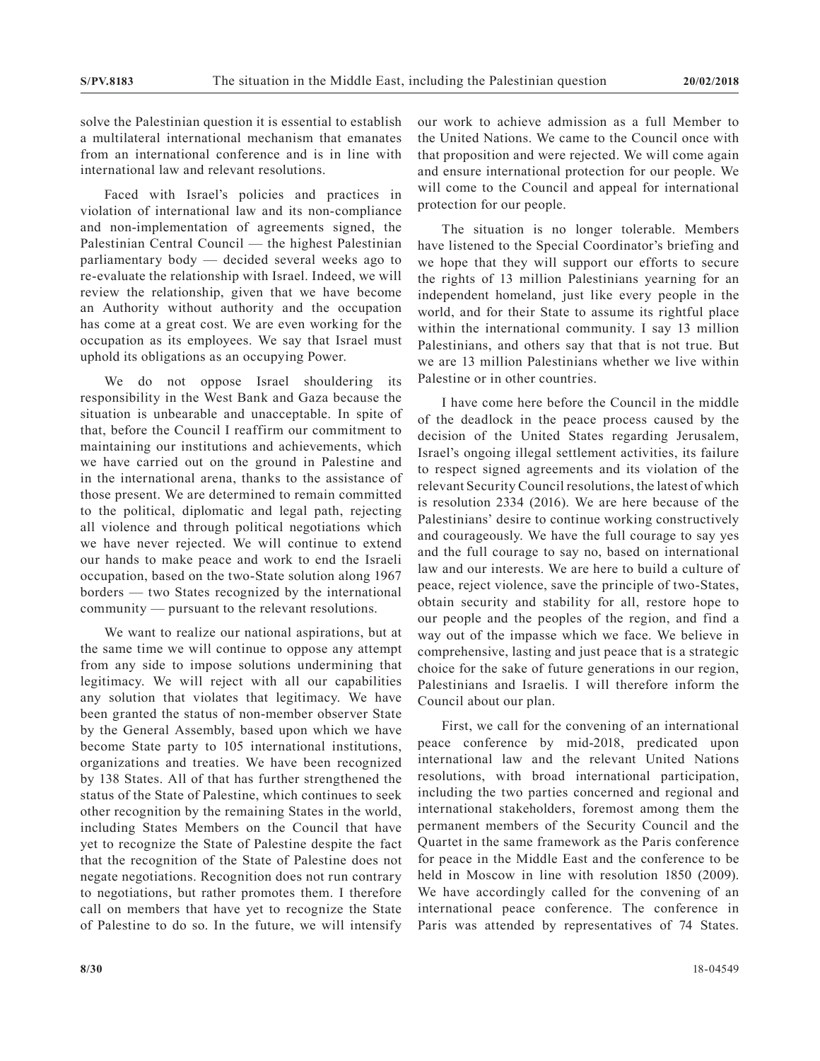solve the Palestinian question it is essential to establish a multilateral international mechanism that emanates from an international conference and is in line with international law and relevant resolutions.

Faced with Israel's policies and practices in violation of international law and its non-compliance and non-implementation of agreements signed, the Palestinian Central Council — the highest Palestinian parliamentary body — decided several weeks ago to re-evaluate the relationship with Israel. Indeed, we will review the relationship, given that we have become an Authority without authority and the occupation has come at a great cost. We are even working for the occupation as its employees. We say that Israel must uphold its obligations as an occupying Power.

We do not oppose Israel shouldering its responsibility in the West Bank and Gaza because the situation is unbearable and unacceptable. In spite of that, before the Council I reaffirm our commitment to maintaining our institutions and achievements, which we have carried out on the ground in Palestine and in the international arena, thanks to the assistance of those present. We are determined to remain committed to the political, diplomatic and legal path, rejecting all violence and through political negotiations which we have never rejected. We will continue to extend our hands to make peace and work to end the Israeli occupation, based on the two-State solution along 1967 borders — two States recognized by the international community — pursuant to the relevant resolutions.

We want to realize our national aspirations, but at the same time we will continue to oppose any attempt from any side to impose solutions undermining that legitimacy. We will reject with all our capabilities any solution that violates that legitimacy. We have been granted the status of non-member observer State by the General Assembly, based upon which we have become State party to 105 international institutions, organizations and treaties. We have been recognized by 138 States. All of that has further strengthened the status of the State of Palestine, which continues to seek other recognition by the remaining States in the world, including States Members on the Council that have yet to recognize the State of Palestine despite the fact that the recognition of the State of Palestine does not negate negotiations. Recognition does not run contrary to negotiations, but rather promotes them. I therefore call on members that have yet to recognize the State of Palestine to do so. In the future, we will intensify our work to achieve admission as a full Member to the United Nations. We came to the Council once with that proposition and were rejected. We will come again and ensure international protection for our people. We will come to the Council and appeal for international protection for our people.

The situation is no longer tolerable. Members have listened to the Special Coordinator's briefing and we hope that they will support our efforts to secure the rights of 13 million Palestinians yearning for an independent homeland, just like every people in the world, and for their State to assume its rightful place within the international community. I say 13 million Palestinians, and others say that that is not true. But we are 13 million Palestinians whether we live within Palestine or in other countries.

I have come here before the Council in the middle of the deadlock in the peace process caused by the decision of the United States regarding Jerusalem, Israel's ongoing illegal settlement activities, its failure to respect signed agreements and its violation of the relevant Security Council resolutions, the latest of which is resolution 2334 (2016). We are here because of the Palestinians' desire to continue working constructively and courageously. We have the full courage to say yes and the full courage to say no, based on international law and our interests. We are here to build a culture of peace, reject violence, save the principle of two-States, obtain security and stability for all, restore hope to our people and the peoples of the region, and find a way out of the impasse which we face. We believe in comprehensive, lasting and just peace that is a strategic choice for the sake of future generations in our region, Palestinians and Israelis. I will therefore inform the Council about our plan.

First, we call for the convening of an international peace conference by mid-2018, predicated upon international law and the relevant United Nations resolutions, with broad international participation, including the two parties concerned and regional and international stakeholders, foremost among them the permanent members of the Security Council and the Quartet in the same framework as the Paris conference for peace in the Middle East and the conference to be held in Moscow in line with resolution 1850 (2009). We have accordingly called for the convening of an international peace conference. The conference in Paris was attended by representatives of 74 States.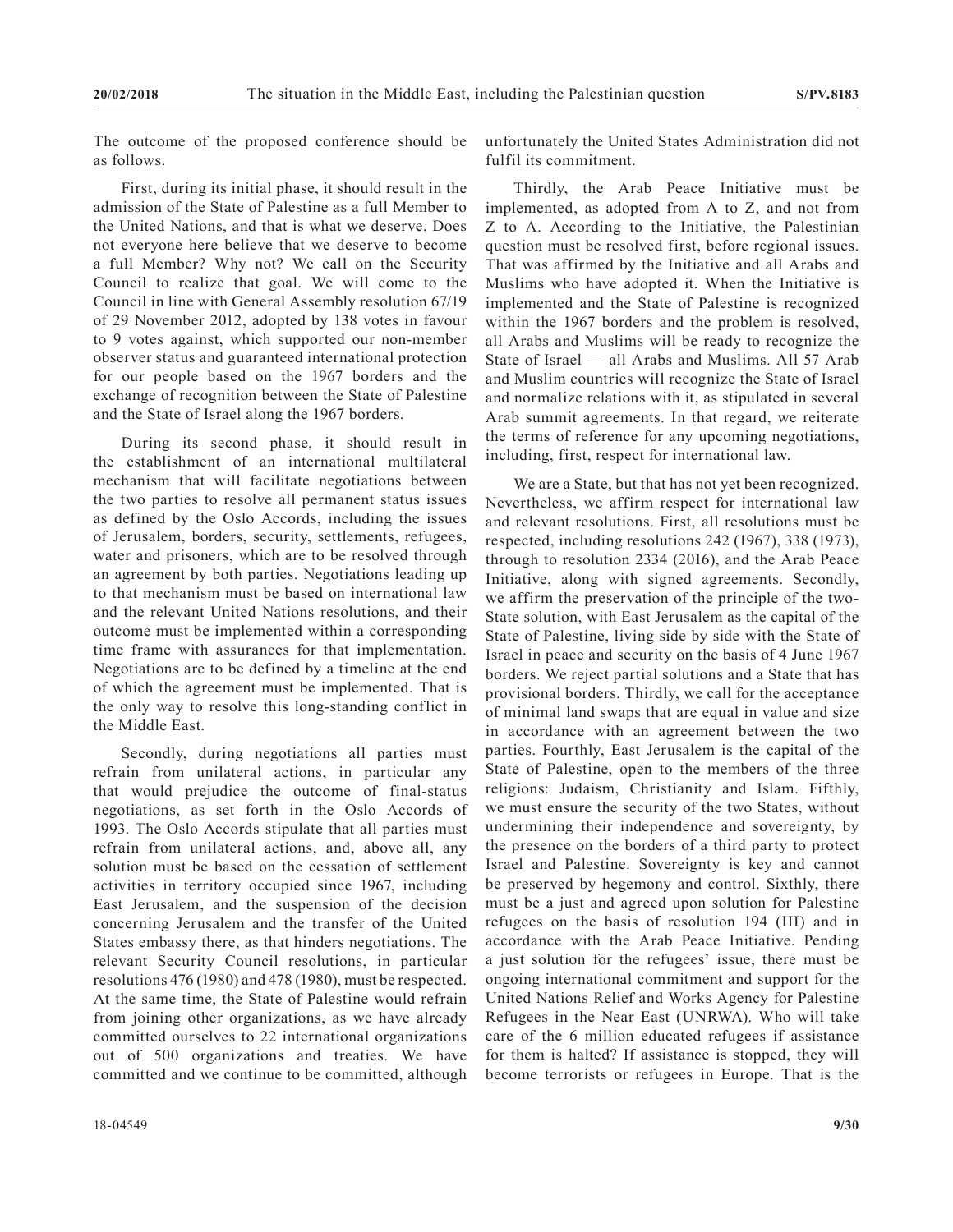The outcome of the proposed conference should be as follows.

First, during its initial phase, it should result in the admission of the State of Palestine as a full Member to the United Nations, and that is what we deserve. Does not everyone here believe that we deserve to become a full Member? Why not? We call on the Security Council to realize that goal. We will come to the Council in line with General Assembly resolution 67/19 of 29 November 2012, adopted by 138 votes in favour to 9 votes against, which supported our non-member observer status and guaranteed international protection for our people based on the 1967 borders and the exchange of recognition between the State of Palestine and the State of Israel along the 1967 borders.

During its second phase, it should result in the establishment of an international multilateral mechanism that will facilitate negotiations between the two parties to resolve all permanent status issues as defined by the Oslo Accords, including the issues of Jerusalem, borders, security, settlements, refugees, water and prisoners, which are to be resolved through an agreement by both parties. Negotiations leading up to that mechanism must be based on international law and the relevant United Nations resolutions, and their outcome must be implemented within a corresponding time frame with assurances for that implementation. Negotiations are to be defined by a timeline at the end of which the agreement must be implemented. That is the only way to resolve this long-standing conflict in the Middle East.

Secondly, during negotiations all parties must refrain from unilateral actions, in particular any that would prejudice the outcome of final-status negotiations, as set forth in the Oslo Accords of 1993. The Oslo Accords stipulate that all parties must refrain from unilateral actions, and, above all, any solution must be based on the cessation of settlement activities in territory occupied since 1967, including East Jerusalem, and the suspension of the decision concerning Jerusalem and the transfer of the United States embassy there, as that hinders negotiations. The relevant Security Council resolutions, in particular resolutions 476 (1980) and 478 (1980), must be respected. At the same time, the State of Palestine would refrain from joining other organizations, as we have already committed ourselves to 22 international organizations out of 500 organizations and treaties. We have committed and we continue to be committed, although unfortunately the United States Administration did not fulfil its commitment.

Thirdly, the Arab Peace Initiative must be implemented, as adopted from A to Z, and not from Z to A. According to the Initiative, the Palestinian question must be resolved first, before regional issues. That was affirmed by the Initiative and all Arabs and Muslims who have adopted it. When the Initiative is implemented and the State of Palestine is recognized within the 1967 borders and the problem is resolved, all Arabs and Muslims will be ready to recognize the State of Israel — all Arabs and Muslims. All 57 Arab and Muslim countries will recognize the State of Israel and normalize relations with it, as stipulated in several Arab summit agreements. In that regard, we reiterate the terms of reference for any upcoming negotiations, including, first, respect for international law.

We are a State, but that has not yet been recognized. Nevertheless, we affirm respect for international law and relevant resolutions. First, all resolutions must be respected, including resolutions 242 (1967), 338 (1973), through to resolution 2334 (2016), and the Arab Peace Initiative, along with signed agreements. Secondly, we affirm the preservation of the principle of the two-State solution, with East Jerusalem as the capital of the State of Palestine, living side by side with the State of Israel in peace and security on the basis of 4 June 1967 borders. We reject partial solutions and a State that has provisional borders. Thirdly, we call for the acceptance of minimal land swaps that are equal in value and size in accordance with an agreement between the two parties. Fourthly, East Jerusalem is the capital of the State of Palestine, open to the members of the three religions: Judaism, Christianity and Islam. Fifthly, we must ensure the security of the two States, without undermining their independence and sovereignty, by the presence on the borders of a third party to protect Israel and Palestine. Sovereignty is key and cannot be preserved by hegemony and control. Sixthly, there must be a just and agreed upon solution for Palestine refugees on the basis of resolution 194 (III) and in accordance with the Arab Peace Initiative. Pending a just solution for the refugees' issue, there must be ongoing international commitment and support for the United Nations Relief and Works Agency for Palestine Refugees in the Near East (UNRWA). Who will take care of the 6 million educated refugees if assistance for them is halted? If assistance is stopped, they will become terrorists or refugees in Europe. That is the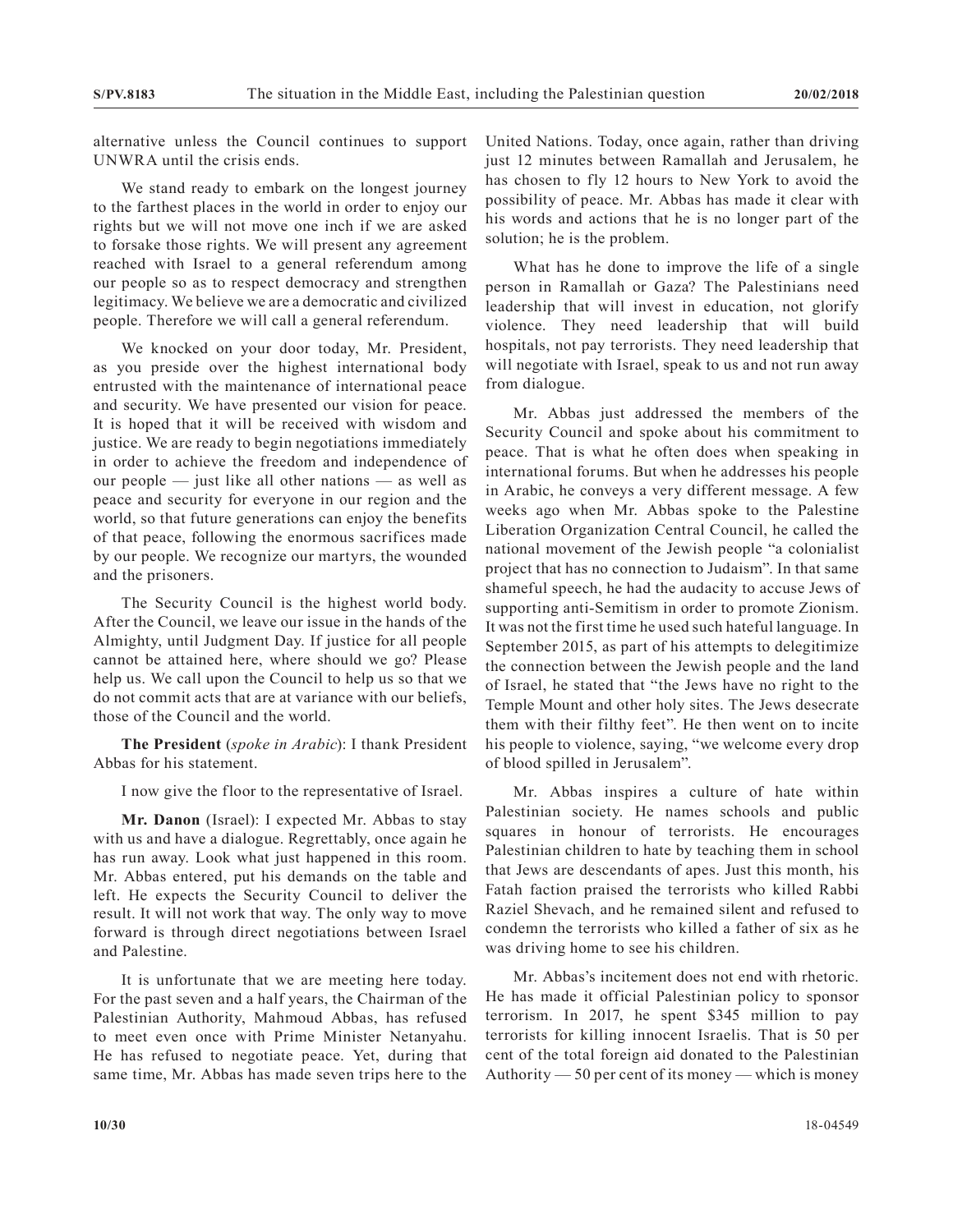alternative unless the Council continues to support UNWRA until the crisis ends.

We stand ready to embark on the longest journey to the farthest places in the world in order to enjoy our rights but we will not move one inch if we are asked to forsake those rights. We will present any agreement reached with Israel to a general referendum among our people so as to respect democracy and strengthen legitimacy. We believe we are a democratic and civilized people. Therefore we will call a general referendum.

We knocked on your door today, Mr. President, as you preside over the highest international body entrusted with the maintenance of international peace and security. We have presented our vision for peace. It is hoped that it will be received with wisdom and justice. We are ready to begin negotiations immediately in order to achieve the freedom and independence of our people — just like all other nations — as well as peace and security for everyone in our region and the world, so that future generations can enjoy the benefits of that peace, following the enormous sacrifices made by our people. We recognize our martyrs, the wounded and the prisoners.

The Security Council is the highest world body. After the Council, we leave our issue in the hands of the Almighty, until Judgment Day. If justice for all people cannot be attained here, where should we go? Please help us. We call upon the Council to help us so that we do not commit acts that are at variance with our beliefs, those of the Council and the world.

**The President** (*spoke in Arabic*): I thank President Abbas for his statement.

I now give the floor to the representative of Israel.

**Mr. Danon** (Israel): I expected Mr. Abbas to stay with us and have a dialogue. Regrettably, once again he has run away. Look what just happened in this room. Mr. Abbas entered, put his demands on the table and left. He expects the Security Council to deliver the result. It will not work that way. The only way to move forward is through direct negotiations between Israel and Palestine.

It is unfortunate that we are meeting here today. For the past seven and a half years, the Chairman of the Palestinian Authority, Mahmoud Abbas, has refused to meet even once with Prime Minister Netanyahu. He has refused to negotiate peace. Yet, during that same time, Mr. Abbas has made seven trips here to the United Nations. Today, once again, rather than driving just 12 minutes between Ramallah and Jerusalem, he has chosen to fly 12 hours to New York to avoid the possibility of peace. Mr. Abbas has made it clear with his words and actions that he is no longer part of the solution; he is the problem.

What has he done to improve the life of a single person in Ramallah or Gaza? The Palestinians need leadership that will invest in education, not glorify violence. They need leadership that will build hospitals, not pay terrorists. They need leadership that will negotiate with Israel, speak to us and not run away from dialogue.

Mr. Abbas just addressed the members of the Security Council and spoke about his commitment to peace. That is what he often does when speaking in international forums. But when he addresses his people in Arabic, he conveys a very different message. A few weeks ago when Mr. Abbas spoke to the Palestine Liberation Organization Central Council, he called the national movement of the Jewish people "a colonialist project that has no connection to Judaism". In that same shameful speech, he had the audacity to accuse Jews of supporting anti-Semitism in order to promote Zionism. It was not the first time he used such hateful language. In September 2015, as part of his attempts to delegitimize the connection between the Jewish people and the land of Israel, he stated that "the Jews have no right to the Temple Mount and other holy sites. The Jews desecrate them with their filthy feet". He then went on to incite his people to violence, saying, "we welcome every drop of blood spilled in Jerusalem".

Mr. Abbas inspires a culture of hate within Palestinian society. He names schools and public squares in honour of terrorists. He encourages Palestinian children to hate by teaching them in school that Jews are descendants of apes. Just this month, his Fatah faction praised the terrorists who killed Rabbi Raziel Shevach, and he remained silent and refused to condemn the terrorists who killed a father of six as he was driving home to see his children.

Mr. Abbas's incitement does not end with rhetoric. He has made it official Palestinian policy to sponsor terrorism. In 2017, he spent $345 million to pay terrorists for killing innocent Israelis. That is 50 per cent of the total foreign aid donated to the Palestinian Authority — 50 per cent of its money — which is money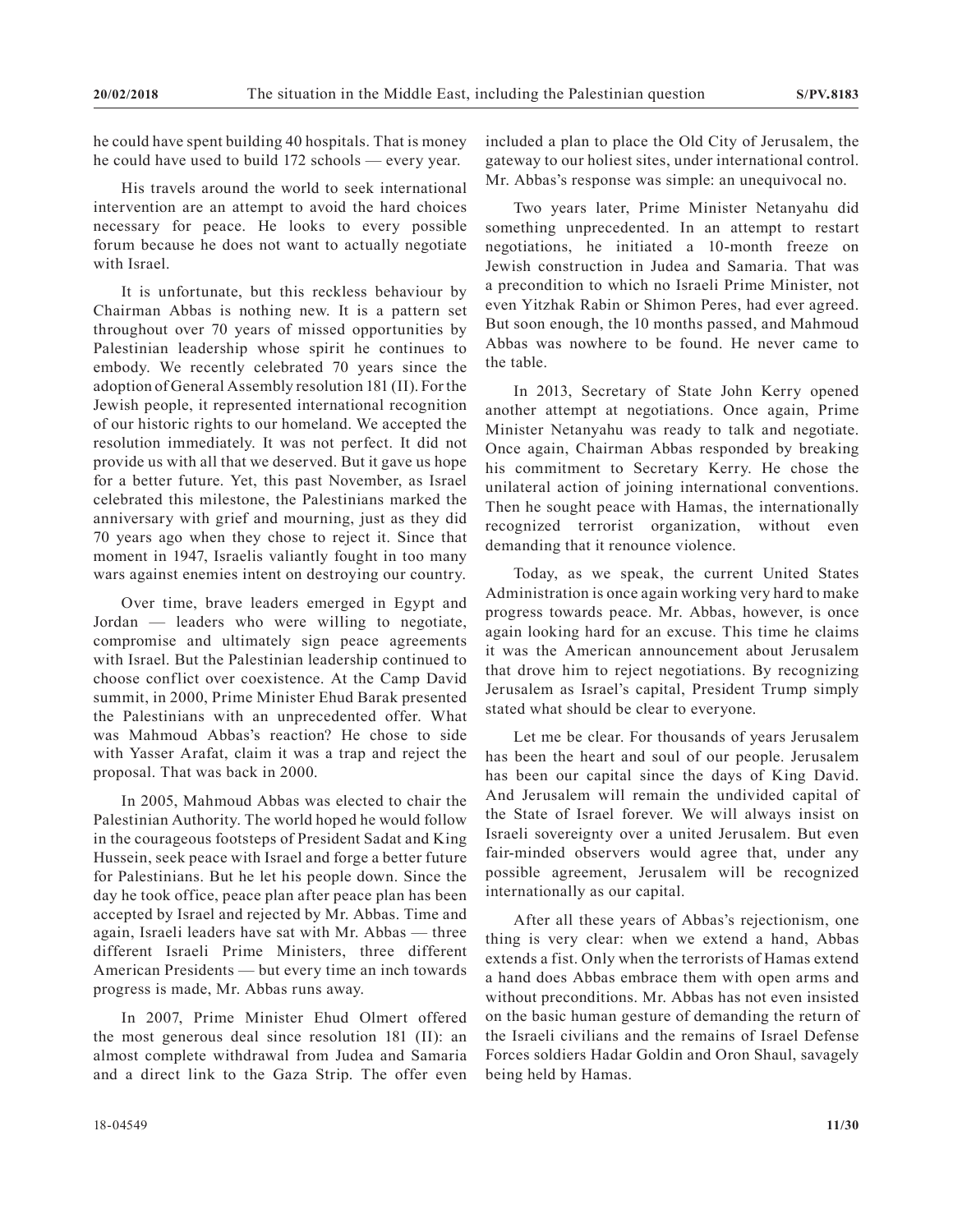he could have spent building 40 hospitals. That is money he could have used to build 172 schools — every year.

His travels around the world to seek international intervention are an attempt to avoid the hard choices necessary for peace. He looks to every possible forum because he does not want to actually negotiate with Israel.

It is unfortunate, but this reckless behaviour by Chairman Abbas is nothing new. It is a pattern set throughout over 70 years of missed opportunities by Palestinian leadership whose spirit he continues to embody. We recently celebrated 70 years since the adoption of General Assembly resolution 181 (II). For the Jewish people, it represented international recognition of our historic rights to our homeland. We accepted the resolution immediately. It was not perfect. It did not provide us with all that we deserved. But it gave us hope for a better future. Yet, this past November, as Israel celebrated this milestone, the Palestinians marked the anniversary with grief and mourning, just as they did 70 years ago when they chose to reject it. Since that moment in 1947, Israelis valiantly fought in too many wars against enemies intent on destroying our country.

Over time, brave leaders emerged in Egypt and Jordan — leaders who were willing to negotiate, compromise and ultimately sign peace agreements with Israel. But the Palestinian leadership continued to choose conflict over coexistence. At the Camp David summit, in 2000, Prime Minister Ehud Barak presented the Palestinians with an unprecedented offer. What was Mahmoud Abbas's reaction? He chose to side with Yasser Arafat, claim it was a trap and reject the proposal. That was back in 2000.

In 2005, Mahmoud Abbas was elected to chair the Palestinian Authority. The world hoped he would follow in the courageous footsteps of President Sadat and King Hussein, seek peace with Israel and forge a better future for Palestinians. But he let his people down. Since the day he took office, peace plan after peace plan has been accepted by Israel and rejected by Mr. Abbas. Time and again, Israeli leaders have sat with Mr. Abbas — three different Israeli Prime Ministers, three different American Presidents — but every time an inch towards progress is made, Mr. Abbas runs away.

In 2007, Prime Minister Ehud Olmert offered the most generous deal since resolution 181 (II): an almost complete withdrawal from Judea and Samaria and a direct link to the Gaza Strip. The offer even included a plan to place the Old City of Jerusalem, the gateway to our holiest sites, under international control. Mr. Abbas's response was simple: an unequivocal no.

Two years later, Prime Minister Netanyahu did something unprecedented. In an attempt to restart negotiations, he initiated a 10-month freeze on Jewish construction in Judea and Samaria. That was a precondition to which no Israeli Prime Minister, not even Yitzhak Rabin or Shimon Peres, had ever agreed. But soon enough, the 10 months passed, and Mahmoud Abbas was nowhere to be found. He never came to the table.

In 2013, Secretary of State John Kerry opened another attempt at negotiations. Once again, Prime Minister Netanyahu was ready to talk and negotiate. Once again, Chairman Abbas responded by breaking his commitment to Secretary Kerry. He chose the unilateral action of joining international conventions. Then he sought peace with Hamas, the internationally recognized terrorist organization, without even demanding that it renounce violence.

Today, as we speak, the current United States Administration is once again working very hard to make progress towards peace. Mr. Abbas, however, is once again looking hard for an excuse. This time he claims it was the American announcement about Jerusalem that drove him to reject negotiations. By recognizing Jerusalem as Israel's capital, President Trump simply stated what should be clear to everyone.

Let me be clear. For thousands of years Jerusalem has been the heart and soul of our people. Jerusalem has been our capital since the days of King David. And Jerusalem will remain the undivided capital of the State of Israel forever. We will always insist on Israeli sovereignty over a united Jerusalem. But even fair-minded observers would agree that, under any possible agreement, Jerusalem will be recognized internationally as our capital.

After all these years of Abbas's rejectionism, one thing is very clear: when we extend a hand, Abbas extends a fist. Only when the terrorists of Hamas extend a hand does Abbas embrace them with open arms and without preconditions. Mr. Abbas has not even insisted on the basic human gesture of demanding the return of the Israeli civilians and the remains of Israel Defense Forces soldiers Hadar Goldin and Oron Shaul, savagely being held by Hamas.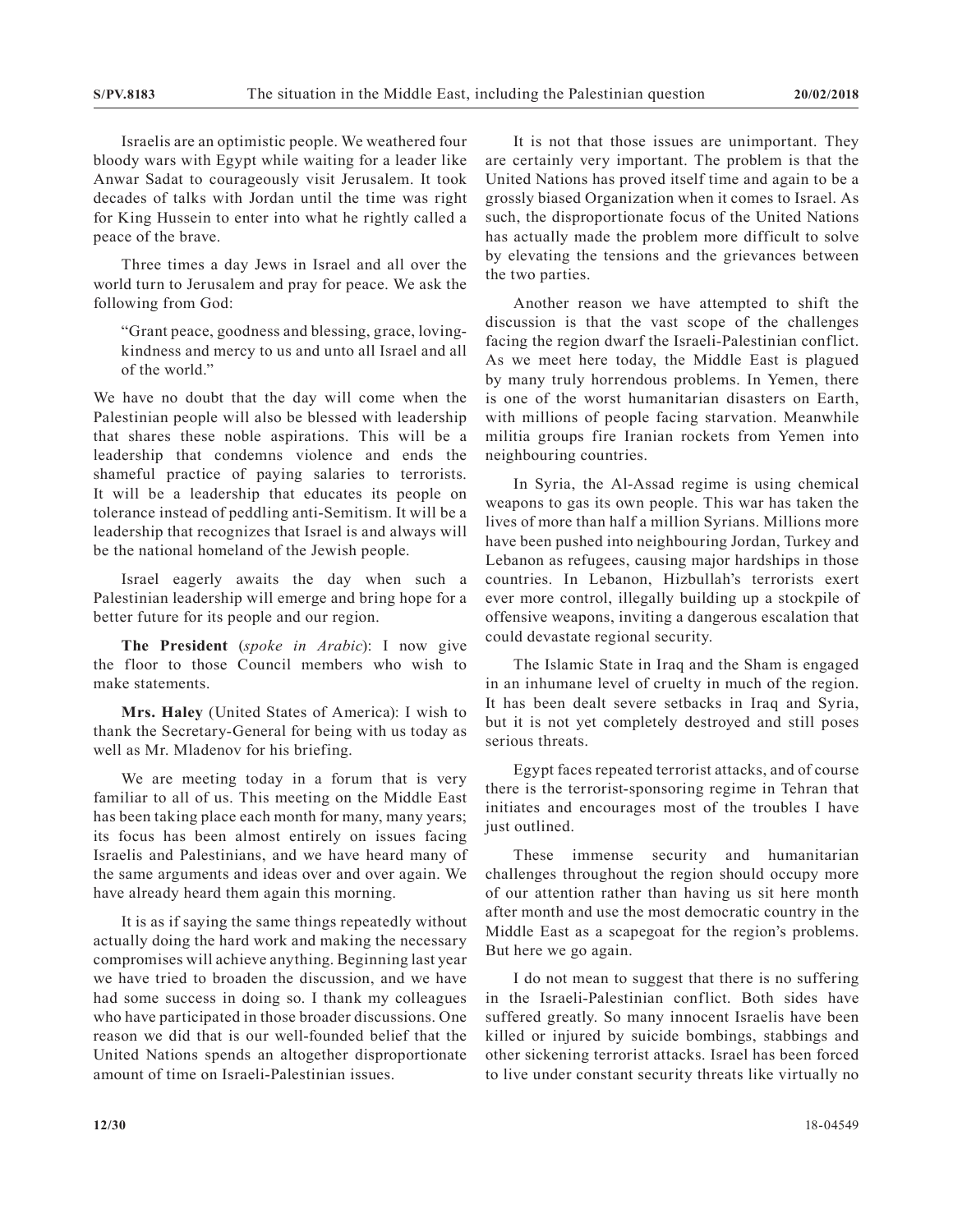Israelis are an optimistic people. We weathered four bloody wars with Egypt while waiting for a leader like Anwar Sadat to courageously visit Jerusalem. It took decades of talks with Jordan until the time was right for King Hussein to enter into what he rightly called a peace of the brave.

Three times a day Jews in Israel and all over the world turn to Jerusalem and pray for peace. We ask the following from God:

> "Grant peace, goodness and blessing, grace, loving-kindness and mercy to us and unto all Israel and all of the world."

We have no doubt that the day will come when the Palestinian people will also be blessed with leadership that shares these noble aspirations. This will be a leadership that condemns violence and ends the shameful practice of paying salaries to terrorists. It will be a leadership that educates its people on tolerance instead of peddling anti-Semitism. It will be a leadership that recognizes that Israel is and always will be the national homeland of the Jewish people.

Israel eagerly awaits the day when such a Palestinian leadership will emerge and bring hope for a better future for its people and our region.

**The President** (*spoke in Arabic*): I now give the floor to those Council members who wish to make statements.

**Mrs. Haley** (United States of America): I wish to thank the Secretary-General for being with us today as well as Mr. Mladenov for his briefing.

We are meeting today in a forum that is very familiar to all of us. This meeting on the Middle East has been taking place each month for many, many years; its focus has been almost entirely on issues facing Israelis and Palestinians, and we have heard many of the same arguments and ideas over and over again. We have already heard them again this morning.

It is as if saying the same things repeatedly without actually doing the hard work and making the necessary compromises will achieve anything. Beginning last year we have tried to broaden the discussion, and we have had some success in doing so. I thank my colleagues who have participated in those broader discussions. One reason we did that is our well-founded belief that the United Nations spends an altogether disproportionate amount of time on Israeli-Palestinian issues.

It is not that those issues are unimportant. They are certainly very important. The problem is that the United Nations has proved itself time and again to be a grossly biased Organization when it comes to Israel. As such, the disproportionate focus of the United Nations has actually made the problem more difficult to solve by elevating the tensions and the grievances between the two parties.

Another reason we have attempted to shift the discussion is that the vast scope of the challenges facing the region dwarf the Israeli-Palestinian conflict. As we meet here today, the Middle East is plagued by many truly horrendous problems. In Yemen, there is one of the worst humanitarian disasters on Earth, with millions of people facing starvation. Meanwhile militia groups fire Iranian rockets from Yemen into neighbouring countries.

In Syria, the Al-Assad regime is using chemical weapons to gas its own people. This war has taken the lives of more than half a million Syrians. Millions more have been pushed into neighbouring Jordan, Turkey and Lebanon as refugees, causing major hardships in those countries. In Lebanon, Hizbullah's terrorists exert ever more control, illegally building up a stockpile of offensive weapons, inviting a dangerous escalation that could devastate regional security.

The Islamic State in Iraq and the Sham is engaged in an inhumane level of cruelty in much of the region. It has been dealt severe setbacks in Iraq and Syria, but it is not yet completely destroyed and still poses serious threats.

Egypt faces repeated terrorist attacks, and of course there is the terrorist-sponsoring regime in Tehran that initiates and encourages most of the troubles I have just outlined.

These immense security and humanitarian challenges throughout the region should occupy more of our attention rather than having us sit here month after month and use the most democratic country in the Middle East as a scapegoat for the region's problems. But here we go again.

I do not mean to suggest that there is no suffering in the Israeli-Palestinian conflict. Both sides have suffered greatly. So many innocent Israelis have been killed or injured by suicide bombings, stabbings and other sickening terrorist attacks. Israel has been forced to live under constant security threats like virtually no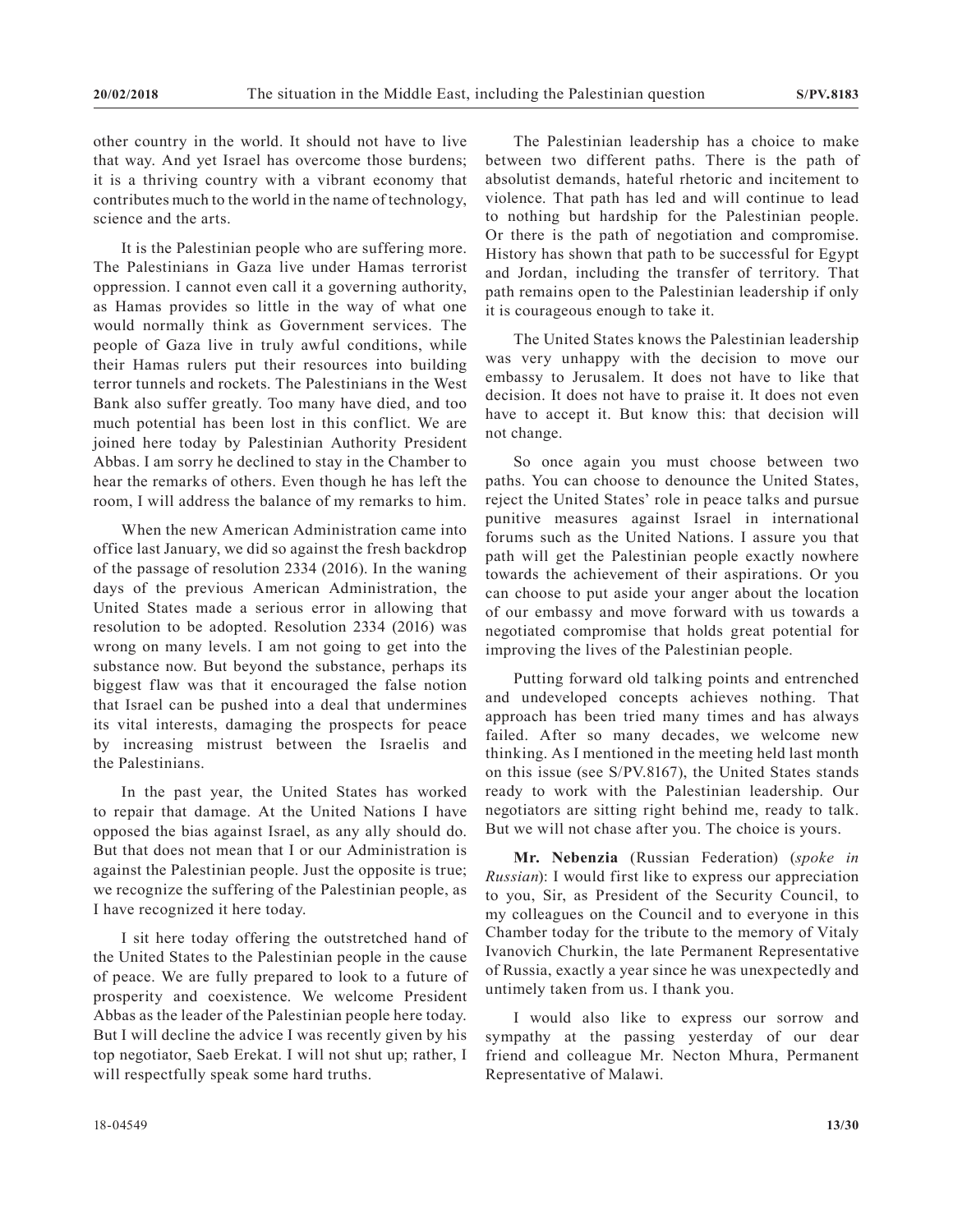other country in the world. It should not have to live that way. And yet Israel has overcome those burdens; it is a thriving country with a vibrant economy that contributes much to the world in the name of technology, science and the arts.

It is the Palestinian people who are suffering more. The Palestinians in Gaza live under Hamas terrorist oppression. I cannot even call it a governing authority, as Hamas provides so little in the way of what one would normally think as Government services. The people of Gaza live in truly awful conditions, while their Hamas rulers put their resources into building terror tunnels and rockets. The Palestinians in the West Bank also suffer greatly. Too many have died, and too much potential has been lost in this conflict. We are joined here today by Palestinian Authority President Abbas. I am sorry he declined to stay in the Chamber to hear the remarks of others. Even though he has left the room, I will address the balance of my remarks to him.

When the new American Administration came into office last January, we did so against the fresh backdrop of the passage of resolution 2334 (2016). In the waning days of the previous American Administration, the United States made a serious error in allowing that resolution to be adopted. Resolution 2334 (2016) was wrong on many levels. I am not going to get into the substance now. But beyond the substance, perhaps its biggest flaw was that it encouraged the false notion that Israel can be pushed into a deal that undermines its vital interests, damaging the prospects for peace by increasing mistrust between the Israelis and the Palestinians.

In the past year, the United States has worked to repair that damage. At the United Nations I have opposed the bias against Israel, as any ally should do. But that does not mean that I or our Administration is against the Palestinian people. Just the opposite is true; we recognize the suffering of the Palestinian people, as I have recognized it here today.

I sit here today offering the outstretched hand of the United States to the Palestinian people in the cause of peace. We are fully prepared to look to a future of prosperity and coexistence. We welcome President Abbas as the leader of the Palestinian people here today. But I will decline the advice I was recently given by his top negotiator, Saeb Erekat. I will not shut up; rather, I will respectfully speak some hard truths.

The Palestinian leadership has a choice to make between two different paths. There is the path of absolutist demands, hateful rhetoric and incitement to violence. That path has led and will continue to lead to nothing but hardship for the Palestinian people. Or there is the path of negotiation and compromise. History has shown that path to be successful for Egypt and Jordan, including the transfer of territory. That path remains open to the Palestinian leadership if only it is courageous enough to take it.

The United States knows the Palestinian leadership was very unhappy with the decision to move our embassy to Jerusalem. It does not have to like that decision. It does not have to praise it. It does not even have to accept it. But know this: that decision will not change.

So once again you must choose between two paths. You can choose to denounce the United States, reject the United States' role in peace talks and pursue punitive measures against Israel in international forums such as the United Nations. I assure you that path will get the Palestinian people exactly nowhere towards the achievement of their aspirations. Or you can choose to put aside your anger about the location of our embassy and move forward with us towards a negotiated compromise that holds great potential for improving the lives of the Palestinian people.

Putting forward old talking points and entrenched and undeveloped concepts achieves nothing. That approach has been tried many times and has always failed. After so many decades, we welcome new thinking. As I mentioned in the meeting held last month on this issue (see S/PV.8167), the United States stands ready to work with the Palestinian leadership. Our negotiators are sitting right behind me, ready to talk. But we will not chase after you. The choice is yours.

**Mr. Nebenzia** (Russian Federation) (*spoke in Russian*): I would first like to express our appreciation to you, Sir, as President of the Security Council, to my colleagues on the Council and to everyone in this Chamber today for the tribute to the memory of Vitaly Ivanovich Churkin, the late Permanent Representative of Russia, exactly a year since he was unexpectedly and untimely taken from us. I thank you.

I would also like to express our sorrow and sympathy at the passing yesterday of our dear friend and colleague Mr. Necton Mhura, Permanent Representative of Malawi.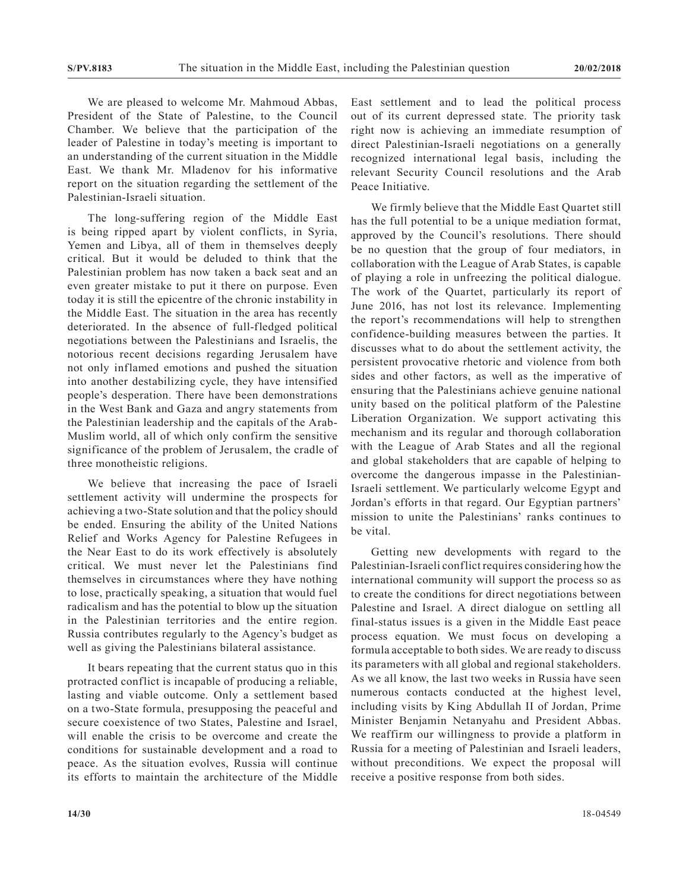We are pleased to welcome Mr. Mahmoud Abbas, President of the State of Palestine, to the Council Chamber. We believe that the participation of the leader of Palestine in today's meeting is important to an understanding of the current situation in the Middle East. We thank Mr. Mladenov for his informative report on the situation regarding the settlement of the Palestinian-Israeli situation.

The long-suffering region of the Middle East is being ripped apart by violent conflicts, in Syria, Yemen and Libya, all of them in themselves deeply critical. But it would be deluded to think that the Palestinian problem has now taken a back seat and an even greater mistake to put it there on purpose. Even today it is still the epicentre of the chronic instability in the Middle East. The situation in the area has recently deteriorated. In the absence of full-fledged political negotiations between the Palestinians and Israelis, the notorious recent decisions regarding Jerusalem have not only inflamed emotions and pushed the situation into another destabilizing cycle, they have intensified people's desperation. There have been demonstrations in the West Bank and Gaza and angry statements from the Palestinian leadership and the capitals of the Arab-Muslim world, all of which only confirm the sensitive significance of the problem of Jerusalem, the cradle of three monotheistic religions.

We believe that increasing the pace of Israeli settlement activity will undermine the prospects for achieving a two-State solution and that the policy should be ended. Ensuring the ability of the United Nations Relief and Works Agency for Palestine Refugees in the Near East to do its work effectively is absolutely critical. We must never let the Palestinians find themselves in circumstances where they have nothing to lose, practically speaking, a situation that would fuel radicalism and has the potential to blow up the situation in the Palestinian territories and the entire region. Russia contributes regularly to the Agency's budget as well as giving the Palestinians bilateral assistance.

It bears repeating that the current status quo in this protracted conflict is incapable of producing a reliable, lasting and viable outcome. Only a settlement based on a two-State formula, presupposing the peaceful and secure coexistence of two States, Palestine and Israel, will enable the crisis to be overcome and create the conditions for sustainable development and a road to peace. As the situation evolves, Russia will continue its efforts to maintain the architecture of the Middle East settlement and to lead the political process out of its current depressed state. The priority task right now is achieving an immediate resumption of direct Palestinian-Israeli negotiations on a generally recognized international legal basis, including the relevant Security Council resolutions and the Arab Peace Initiative.

We firmly believe that the Middle East Quartet still has the full potential to be a unique mediation format, approved by the Council's resolutions. There should be no question that the group of four mediators, in collaboration with the League of Arab States, is capable of playing a role in unfreezing the political dialogue. The work of the Quartet, particularly its report of June 2016, has not lost its relevance. Implementing the report's recommendations will help to strengthen confidence-building measures between the parties. It discusses what to do about the settlement activity, the persistent provocative rhetoric and violence from both sides and other factors, as well as the imperative of ensuring that the Palestinians achieve genuine national unity based on the political platform of the Palestine Liberation Organization. We support activating this mechanism and its regular and thorough collaboration with the League of Arab States and all the regional and global stakeholders that are capable of helping to overcome the dangerous impasse in the Palestinian-Israeli settlement. We particularly welcome Egypt and Jordan's efforts in that regard. Our Egyptian partners' mission to unite the Palestinians' ranks continues to be vital.

Getting new developments with regard to the Palestinian-Israeli conflict requires considering how the international community will support the process so as to create the conditions for direct negotiations between Palestine and Israel. A direct dialogue on settling all final-status issues is a given in the Middle East peace process equation. We must focus on developing a formula acceptable to both sides. We are ready to discuss its parameters with all global and regional stakeholders. As we all know, the last two weeks in Russia have seen numerous contacts conducted at the highest level, including visits by King Abdullah II of Jordan, Prime Minister Benjamin Netanyahu and President Abbas. We reaffirm our willingness to provide a platform in Russia for a meeting of Palestinian and Israeli leaders, without preconditions. We expect the proposal will receive a positive response from both sides.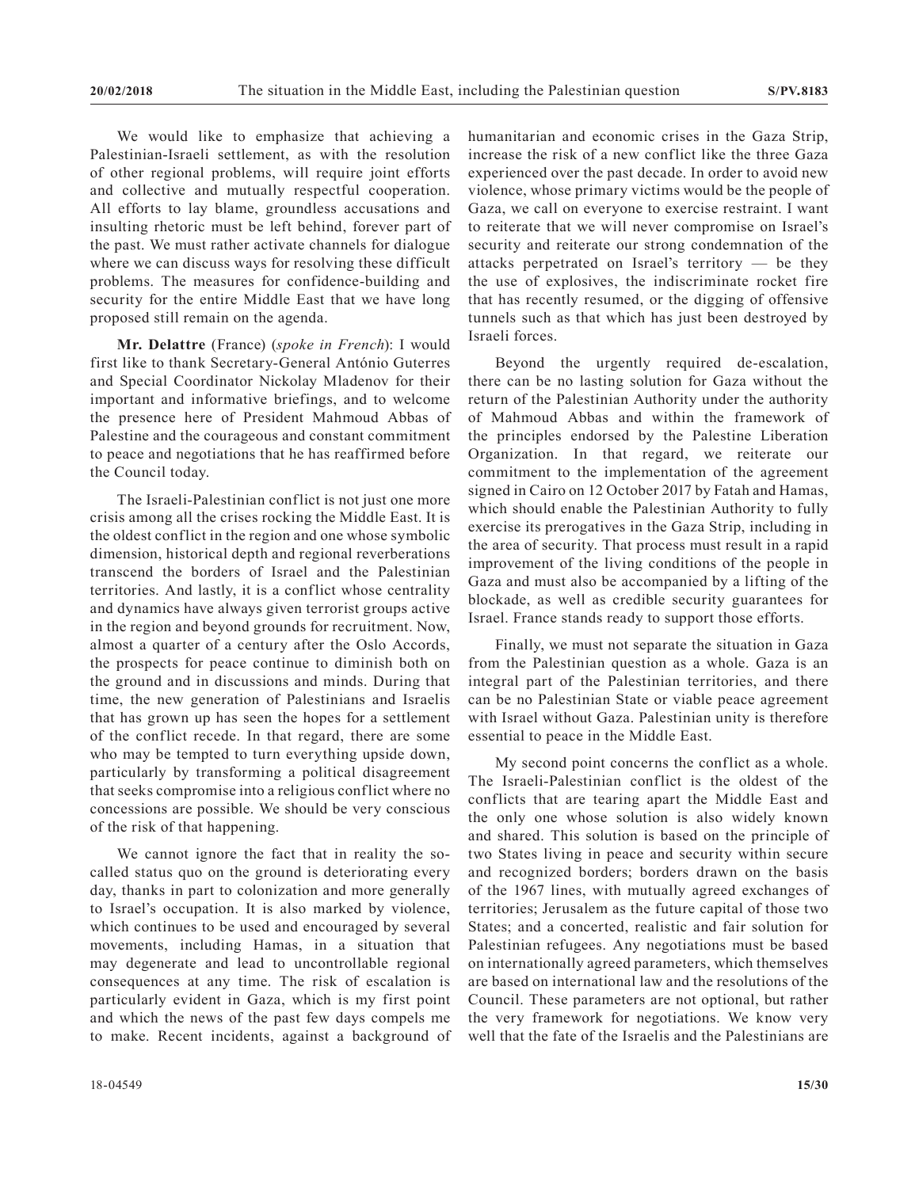We would like to emphasize that achieving a Palestinian-Israeli settlement, as with the resolution of other regional problems, will require joint efforts and collective and mutually respectful cooperation. All efforts to lay blame, groundless accusations and insulting rhetoric must be left behind, forever part of the past. We must rather activate channels for dialogue where we can discuss ways for resolving these difficult problems. The measures for confidence-building and security for the entire Middle East that we have long proposed still remain on the agenda.

**Mr. Delattre** (France) (*spoke in French*): I would first like to thank Secretary-General António Guterres and Special Coordinator Nickolay Mladenov for their important and informative briefings, and to welcome the presence here of President Mahmoud Abbas of Palestine and the courageous and constant commitment to peace and negotiations that he has reaffirmed before the Council today.

The Israeli-Palestinian conflict is not just one more crisis among all the crises rocking the Middle East. It is the oldest conflict in the region and one whose symbolic dimension, historical depth and regional reverberations transcend the borders of Israel and the Palestinian territories. And lastly, it is a conflict whose centrality and dynamics have always given terrorist groups active in the region and beyond grounds for recruitment. Now, almost a quarter of a century after the Oslo Accords, the prospects for peace continue to diminish both on the ground and in discussions and minds. During that time, the new generation of Palestinians and Israelis that has grown up has seen the hopes for a settlement of the conflict recede. In that regard, there are some who may be tempted to turn everything upside down, particularly by transforming a political disagreement that seeks compromise into a religious conflict where no concessions are possible. We should be very conscious of the risk of that happening.

We cannot ignore the fact that in reality the so-called status quo on the ground is deteriorating every day, thanks in part to colonization and more generally to Israel's occupation. It is also marked by violence, which continues to be used and encouraged by several movements, including Hamas, in a situation that may degenerate and lead to uncontrollable regional consequences at any time. The risk of escalation is particularly evident in Gaza, which is my first point and which the news of the past few days compels me to make. Recent incidents, against a background of humanitarian and economic crises in the Gaza Strip, increase the risk of a new conflict like the three Gaza experienced over the past decade. In order to avoid new violence, whose primary victims would be the people of Gaza, we call on everyone to exercise restraint. I want to reiterate that we will never compromise on Israel's security and reiterate our strong condemnation of the attacks perpetrated on Israel's territory — be they the use of explosives, the indiscriminate rocket fire that has recently resumed, or the digging of offensive tunnels such as that which has just been destroyed by Israeli forces.

Beyond the urgently required de-escalation, there can be no lasting solution for Gaza without the return of the Palestinian Authority under the authority of Mahmoud Abbas and within the framework of the principles endorsed by the Palestine Liberation Organization. In that regard, we reiterate our commitment to the implementation of the agreement signed in Cairo on 12 October 2017 by Fatah and Hamas, which should enable the Palestinian Authority to fully exercise its prerogatives in the Gaza Strip, including in the area of security. That process must result in a rapid improvement of the living conditions of the people in Gaza and must also be accompanied by a lifting of the blockade, as well as credible security guarantees for Israel. France stands ready to support those efforts.

Finally, we must not separate the situation in Gaza from the Palestinian question as a whole. Gaza is an integral part of the Palestinian territories, and there can be no Palestinian State or viable peace agreement with Israel without Gaza. Palestinian unity is therefore essential to peace in the Middle East.

My second point concerns the conflict as a whole. The Israeli-Palestinian conflict is the oldest of the conflicts that are tearing apart the Middle East and the only one whose solution is also widely known and shared. This solution is based on the principle of two States living in peace and security within secure and recognized borders; borders drawn on the basis of the 1967 lines, with mutually agreed exchanges of territories; Jerusalem as the future capital of those two States; and a concerted, realistic and fair solution for Palestinian refugees. Any negotiations must be based on internationally agreed parameters, which themselves are based on international law and the resolutions of the Council. These parameters are not optional, but rather the very framework for negotiations. We know very well that the fate of the Israelis and the Palestinians are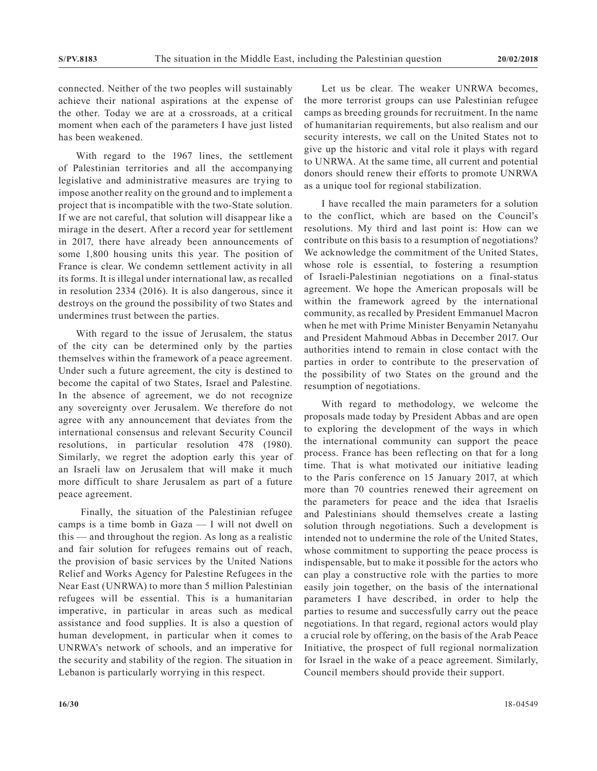connected. Neither of the two peoples will sustainably achieve their national aspirations at the expense of the other. Today we are at a crossroads, at a critical moment when each of the parameters I have just listed has been weakened.

With regard to the 1967 lines, the settlement of Palestinian territories and all the accompanying legislative and administrative measures are trying to impose another reality on the ground and to implement a project that is incompatible with the two-State solution. If we are not careful, that solution will disappear like a mirage in the desert. After a record year for settlement in 2017, there have already been announcements of some 1,800 housing units this year. The position of France is clear. We condemn settlement activity in all its forms. It is illegal under international law, as recalled in resolution 2334 (2016). It is also dangerous, since it destroys on the ground the possibility of two States and undermines trust between the parties.

With regard to the issue of Jerusalem, the status of the city can be determined only by the parties themselves within the framework of a peace agreement. Under such a future agreement, the city is destined to become the capital of two States, Israel and Palestine. In the absence of agreement, we do not recognize any sovereignty over Jerusalem. We therefore do not agree with any announcement that deviates from the international consensus and relevant Security Council resolutions, in particular resolution 478 (1980). Similarly, we regret the adoption early this year of an Israeli law on Jerusalem that will make it much more difficult to share Jerusalem as part of a future peace agreement.

Finally, the situation of the Palestinian refugee camps is a time bomb in Gaza — I will not dwell on this — and throughout the region. As long as a realistic and fair solution for refugees remains out of reach, the provision of basic services by the United Nations Relief and Works Agency for Palestine Refugees in the Near East (UNRWA) to more than 5 million Palestinian refugees will be essential. This is a humanitarian imperative, in particular in areas such as medical assistance and food supplies. It is also a question of human development, in particular when it comes to UNRWA's network of schools, and an imperative for the security and stability of the region. The situation in Lebanon is particularly worrying in this respect.

Let us be clear. The weaker UNRWA becomes, the more terrorist groups can use Palestinian refugee camps as breeding grounds for recruitment. In the name of humanitarian requirements, but also realism and our security interests, we call on the United States not to give up the historic and vital role it plays with regard to UNRWA. At the same time, all current and potential donors should renew their efforts to promote UNRWA as a unique tool for regional stabilization.

I have recalled the main parameters for a solution to the conflict, which are based on the Council's resolutions. My third and last point is: How can we contribute on this basis to a resumption of negotiations? We acknowledge the commitment of the United States, whose role is essential, to fostering a resumption of Israeli-Palestinian negotiations on a final-status agreement. We hope the American proposals will be within the framework agreed by the international community, as recalled by President Emmanuel Macron when he met with Prime Minister Benyamin Netanyahu and President Mahmoud Abbas in December 2017. Our authorities intend to remain in close contact with the parties in order to contribute to the preservation of the possibility of two States on the ground and the resumption of negotiations.

With regard to methodology, we welcome the proposals made today by President Abbas and are open to exploring the development of the ways in which the international community can support the peace process. France has been reflecting on that for a long time. That is what motivated our initiative leading to the Paris conference on 15 January 2017, at which more than 70 countries renewed their agreement on the parameters for peace and the idea that Israelis and Palestinians should themselves create a lasting solution through negotiations. Such a development is intended not to undermine the role of the United States, whose commitment to supporting the peace process is indispensable, but to make it possible for the actors who can play a constructive role with the parties to more easily join together, on the basis of the international parameters I have described, in order to help the parties to resume and successfully carry out the peace negotiations. In that regard, regional actors would play a crucial role by offering, on the basis of the Arab Peace Initiative, the prospect of full regional normalization for Israel in the wake of a peace agreement. Similarly, Council members should provide their support.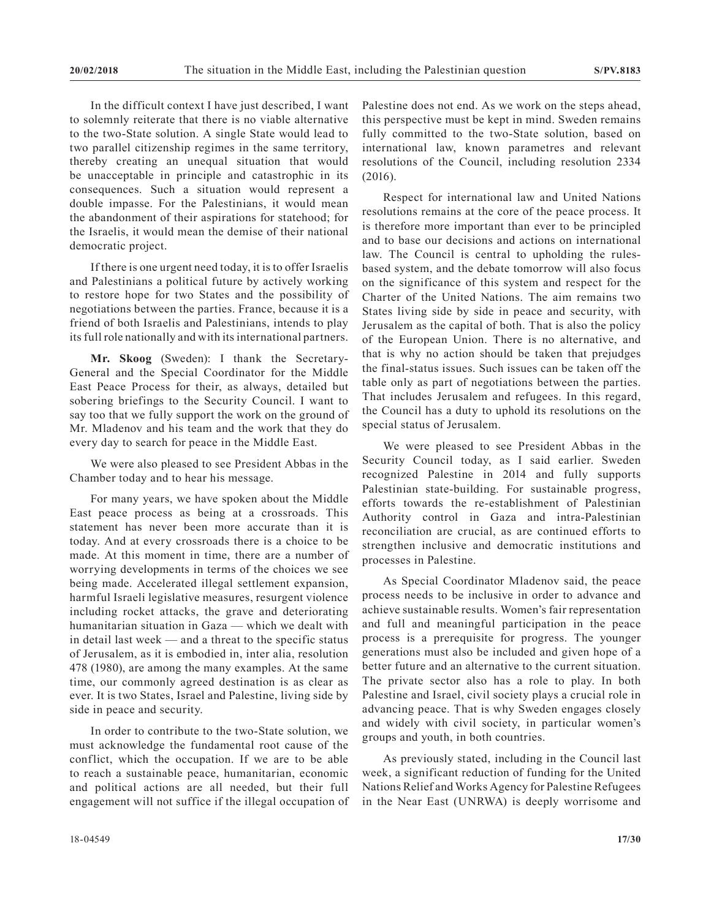In the difficult context I have just described, I want to solemnly reiterate that there is no viable alternative to the two-State solution. A single State would lead to two parallel citizenship regimes in the same territory, thereby creating an unequal situation that would be unacceptable in principle and catastrophic in its consequences. Such a situation would represent a double impasse. For the Palestinians, it would mean the abandonment of their aspirations for statehood; for the Israelis, it would mean the demise of their national democratic project.

If there is one urgent need today, it is to offer Israelis and Palestinians a political future by actively working to restore hope for two States and the possibility of negotiations between the parties. France, because it is a friend of both Israelis and Palestinians, intends to play its full role nationally and with its international partners.

**Mr. Skoog** (Sweden): I thank the Secretary-General and the Special Coordinator for the Middle East Peace Process for their, as always, detailed but sobering briefings to the Security Council. I want to say too that we fully support the work on the ground of Mr. Mladenov and his team and the work that they do every day to search for peace in the Middle East.

We were also pleased to see President Abbas in the Chamber today and to hear his message.

For many years, we have spoken about the Middle East peace process as being at a crossroads. This statement has never been more accurate than it is today. And at every crossroads there is a choice to be made. At this moment in time, there are a number of worrying developments in terms of the choices we see being made. Accelerated illegal settlement expansion, harmful Israeli legislative measures, resurgent violence including rocket attacks, the grave and deteriorating humanitarian situation in Gaza — which we dealt with in detail last week — and a threat to the specific status of Jerusalem, as it is embodied in, inter alia, resolution 478 (1980), are among the many examples. At the same time, our commonly agreed destination is as clear as ever. It is two States, Israel and Palestine, living side by side in peace and security.

In order to contribute to the two-State solution, we must acknowledge the fundamental root cause of the conflict, which the occupation. If we are to be able to reach a sustainable peace, humanitarian, economic and political actions are all needed, but their full engagement will not suffice if the illegal occupation of Palestine does not end. As we work on the steps ahead, this perspective must be kept in mind. Sweden remains fully committed to the two-State solution, based on international law, known parametres and relevant resolutions of the Council, including resolution 2334 (2016).

Respect for international law and United Nations resolutions remains at the core of the peace process. It is therefore more important than ever to be principled and to base our decisions and actions on international law. The Council is central to upholding the rules-based system, and the debate tomorrow will also focus on the significance of this system and respect for the Charter of the United Nations. The aim remains two States living side by side in peace and security, with Jerusalem as the capital of both. That is also the policy of the European Union. There is no alternative, and that is why no action should be taken that prejudges the final-status issues. Such issues can be taken off the table only as part of negotiations between the parties. That includes Jerusalem and refugees. In this regard, the Council has a duty to uphold its resolutions on the special status of Jerusalem.

We were pleased to see President Abbas in the Security Council today, as I said earlier. Sweden recognized Palestine in 2014 and fully supports Palestinian state-building. For sustainable progress, efforts towards the re-establishment of Palestinian Authority control in Gaza and intra-Palestinian reconciliation are crucial, as are continued efforts to strengthen inclusive and democratic institutions and processes in Palestine.

As Special Coordinator Mladenov said, the peace process needs to be inclusive in order to advance and achieve sustainable results. Women's fair representation and full and meaningful participation in the peace process is a prerequisite for progress. The younger generations must also be included and given hope of a better future and an alternative to the current situation. The private sector also has a role to play. In both Palestine and Israel, civil society plays a crucial role in advancing peace. That is why Sweden engages closely and widely with civil society, in particular women's groups and youth, in both countries.

As previously stated, including in the Council last week, a significant reduction of funding for the United Nations Relief and Works Agency for Palestine Refugees in the Near East (UNRWA) is deeply worrisome and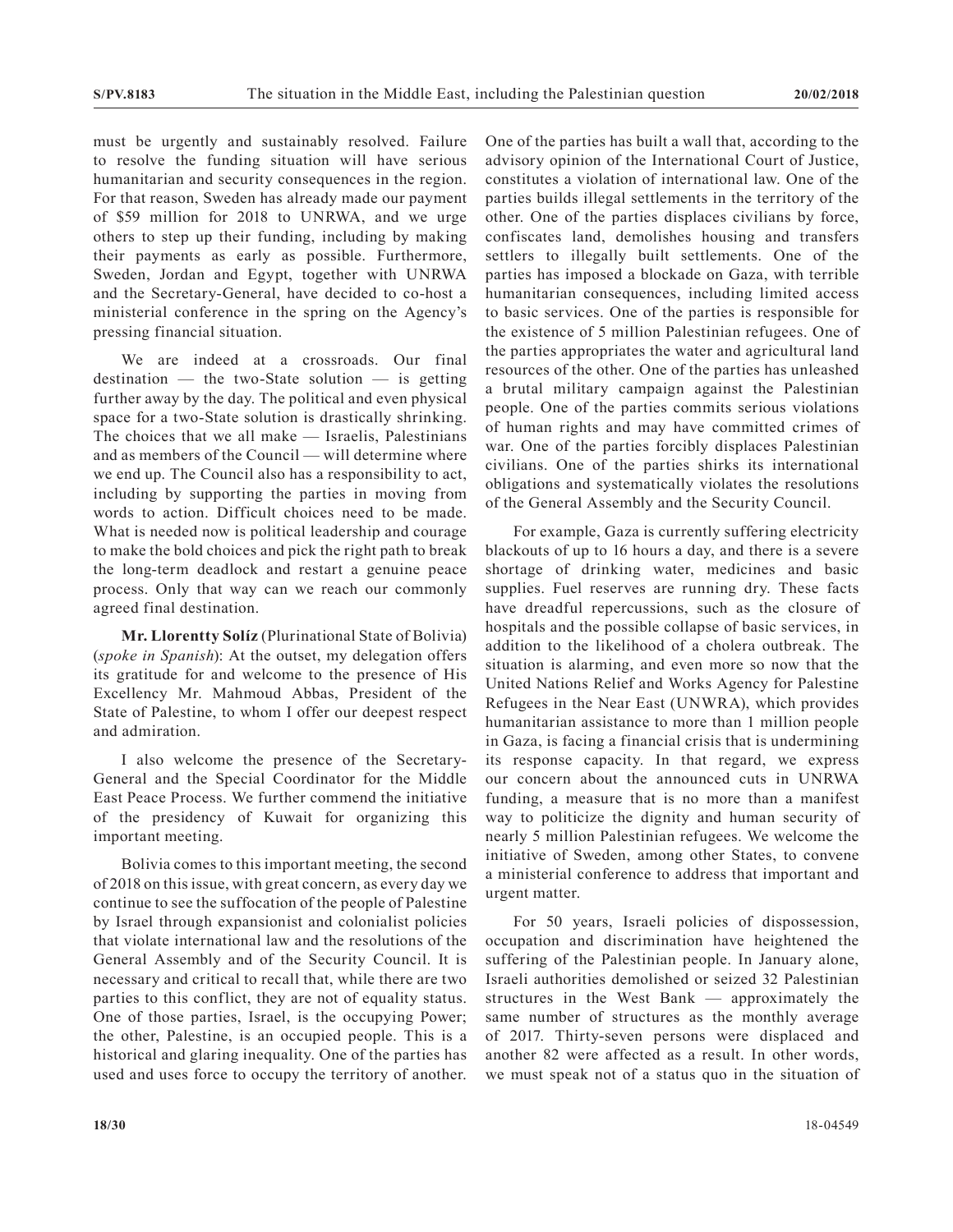must be urgently and sustainably resolved. Failure to resolve the funding situation will have serious humanitarian and security consequences in the region. For that reason, Sweden has already made our payment of $59 million for 2018 to UNRWA, and we urge others to step up their funding, including by making their payments as early as possible. Furthermore, Sweden, Jordan and Egypt, together with UNRWA and the Secretary-General, have decided to co-host a ministerial conference in the spring on the Agency's pressing financial situation.

We are indeed at a crossroads. Our final destination — the two-State solution — is getting further away by the day. The political and even physical space for a two-State solution is drastically shrinking. The choices that we all make — Israelis, Palestinians and as members of the Council — will determine where we end up. The Council also has a responsibility to act, including by supporting the parties in moving from words to action. Difficult choices need to be made. What is needed now is political leadership and courage to make the bold choices and pick the right path to break the long-term deadlock and restart a genuine peace process. Only that way can we reach our commonly agreed final destination.

**Mr. Llorentty Solíz** (Plurinational State of Bolivia) (*spoke in Spanish*): At the outset, my delegation offers its gratitude for and welcome to the presence of His Excellency Mr. Mahmoud Abbas, President of the State of Palestine, to whom I offer our deepest respect and admiration.

I also welcome the presence of the Secretary-General and the Special Coordinator for the Middle East Peace Process. We further commend the initiative of the presidency of Kuwait for organizing this important meeting.

Bolivia comes to this important meeting, the second of 2018 on this issue, with great concern, as every day we continue to see the suffocation of the people of Palestine by Israel through expansionist and colonialist policies that violate international law and the resolutions of the General Assembly and of the Security Council. It is necessary and critical to recall that, while there are two parties to this conflict, they are not of equality status. One of those parties, Israel, is the occupying Power; the other, Palestine, is an occupied people. This is a historical and glaring inequality. One of the parties has used and uses force to occupy the territory of another. One of the parties has built a wall that, according to the advisory opinion of the International Court of Justice, constitutes a violation of international law. One of the parties builds illegal settlements in the territory of the other. One of the parties displaces civilians by force, confiscates land, demolishes housing and transfers settlers to illegally built settlements. One of the parties has imposed a blockade on Gaza, with terrible humanitarian consequences, including limited access to basic services. One of the parties is responsible for the existence of 5 million Palestinian refugees. One of the parties appropriates the water and agricultural land resources of the other. One of the parties has unleashed a brutal military campaign against the Palestinian people. One of the parties commits serious violations of human rights and may have committed crimes of war. One of the parties forcibly displaces Palestinian civilians. One of the parties shirks its international obligations and systematically violates the resolutions of the General Assembly and the Security Council.

For example, Gaza is currently suffering electricity blackouts of up to 16 hours a day, and there is a severe shortage of drinking water, medicines and basic supplies. Fuel reserves are running dry. These facts have dreadful repercussions, such as the closure of hospitals and the possible collapse of basic services, in addition to the likelihood of a cholera outbreak. The situation is alarming, and even more so now that the United Nations Relief and Works Agency for Palestine Refugees in the Near East (UNWRA), which provides humanitarian assistance to more than 1 million people in Gaza, is facing a financial crisis that is undermining its response capacity. In that regard, we express our concern about the announced cuts in UNRWA funding, a measure that is no more than a manifest way to politicize the dignity and human security of nearly 5 million Palestinian refugees. We welcome the initiative of Sweden, among other States, to convene a ministerial conference to address that important and urgent matter.

For 50 years, Israeli policies of dispossession, occupation and discrimination have heightened the suffering of the Palestinian people. In January alone, Israeli authorities demolished or seized 32 Palestinian structures in the West Bank — approximately the same number of structures as the monthly average of 2017. Thirty-seven persons were displaced and another 82 were affected as a result. In other words, we must speak not of a status quo in the situation of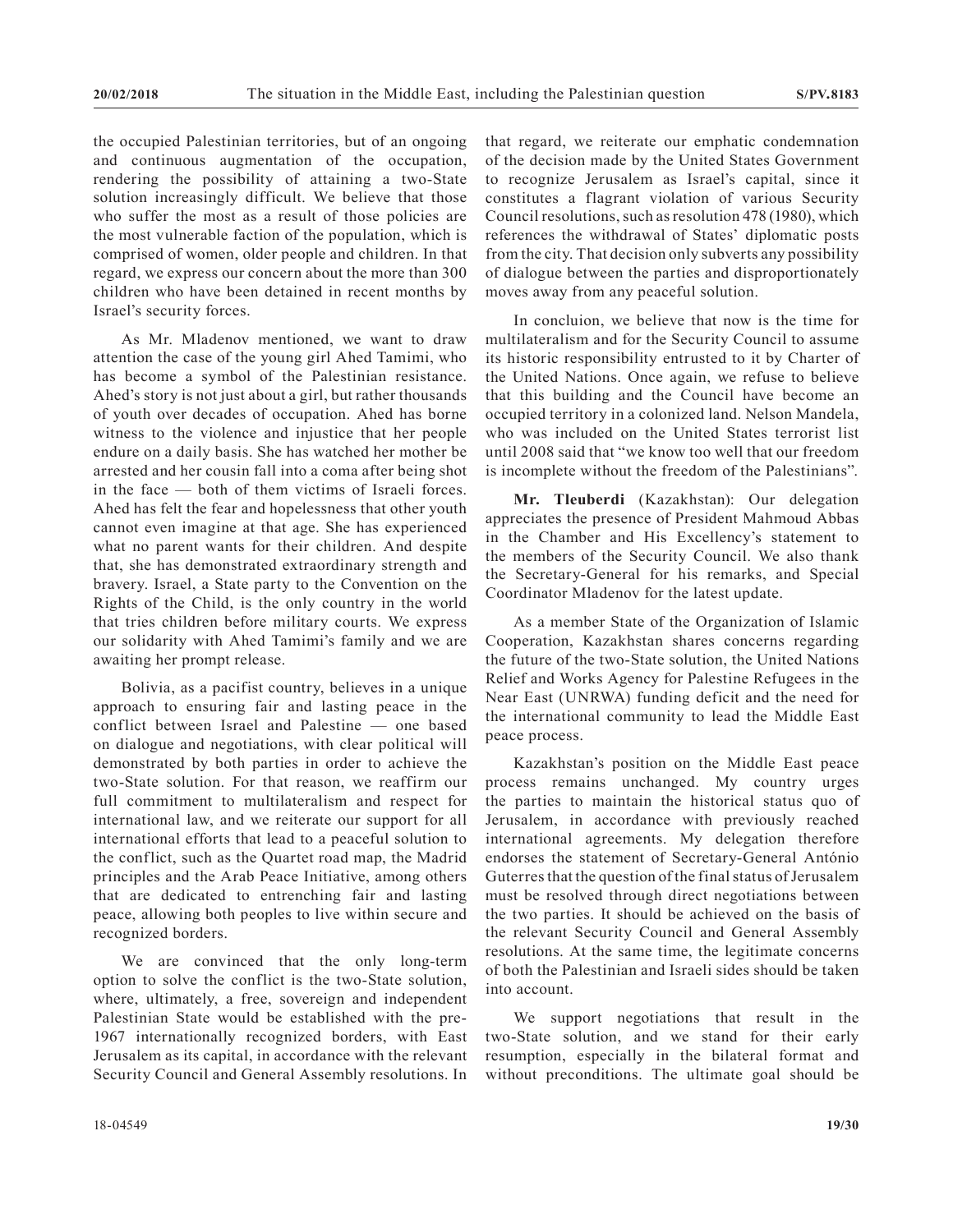the occupied Palestinian territories, but of an ongoing and continuous augmentation of the occupation, rendering the possibility of attaining a two-State solution increasingly difficult. We believe that those who suffer the most as a result of those policies are the most vulnerable faction of the population, which is comprised of women, older people and children. In that regard, we express our concern about the more than 300 children who have been detained in recent months by Israel's security forces.

As Mr. Mladenov mentioned, we want to draw attention the case of the young girl Ahed Tamimi, who has become a symbol of the Palestinian resistance. Ahed's story is not just about a girl, but rather thousands of youth over decades of occupation. Ahed has borne witness to the violence and injustice that her people endure on a daily basis. She has watched her mother be arrested and her cousin fall into a coma after being shot in the face — both of them victims of Israeli forces. Ahed has felt the fear and hopelessness that other youth cannot even imagine at that age. She has experienced what no parent wants for their children. And despite that, she has demonstrated extraordinary strength and bravery. Israel, a State party to the Convention on the Rights of the Child, is the only country in the world that tries children before military courts. We express our solidarity with Ahed Tamimi's family and we are awaiting her prompt release.

Bolivia, as a pacifist country, believes in a unique approach to ensuring fair and lasting peace in the conflict between Israel and Palestine — one based on dialogue and negotiations, with clear political will demonstrated by both parties in order to achieve the two-State solution. For that reason, we reaffirm our full commitment to multilateralism and respect for international law, and we reiterate our support for all international efforts that lead to a peaceful solution to the conflict, such as the Quartet road map, the Madrid principles and the Arab Peace Initiative, among others that are dedicated to entrenching fair and lasting peace, allowing both peoples to live within secure and recognized borders.

We are convinced that the only long-term option to solve the conflict is the two-State solution, where, ultimately, a free, sovereign and independent Palestinian State would be established with the pre-1967 internationally recognized borders, with East Jerusalem as its capital, in accordance with the relevant Security Council and General Assembly resolutions. In that regard, we reiterate our emphatic condemnation of the decision made by the United States Government to recognize Jerusalem as Israel's capital, since it constitutes a flagrant violation of various Security Council resolutions, such as resolution 478 (1980), which references the withdrawal of States' diplomatic posts from the city. That decision only subverts any possibility of dialogue between the parties and disproportionately moves away from any peaceful solution.

In concluion, we believe that now is the time for multilateralism and for the Security Council to assume its historic responsibility entrusted to it by Charter of the United Nations. Once again, we refuse to believe that this building and the Council have become an occupied territory in a colonized land. Nelson Mandela, who was included on the United States terrorist list until 2008 said that "we know too well that our freedom is incomplete without the freedom of the Palestinians".

**Mr. Tleuberdi** (Kazakhstan): Our delegation appreciates the presence of President Mahmoud Abbas in the Chamber and His Excellency's statement to the members of the Security Council. We also thank the Secretary-General for his remarks, and Special Coordinator Mladenov for the latest update.

As a member State of the Organization of Islamic Cooperation, Kazakhstan shares concerns regarding the future of the two-State solution, the United Nations Relief and Works Agency for Palestine Refugees in the Near East (UNRWA) funding deficit and the need for the international community to lead the Middle East peace process.

Kazakhstan's position on the Middle East peace process remains unchanged. My country urges the parties to maintain the historical status quo of Jerusalem, in accordance with previously reached international agreements. My delegation therefore endorses the statement of Secretary-General António Guterres that the question of the final status of Jerusalem must be resolved through direct negotiations between the two parties. It should be achieved on the basis of the relevant Security Council and General Assembly resolutions. At the same time, the legitimate concerns of both the Palestinian and Israeli sides should be taken into account.

We support negotiations that result in the two-State solution, and we stand for their early resumption, especially in the bilateral format and without preconditions. The ultimate goal should be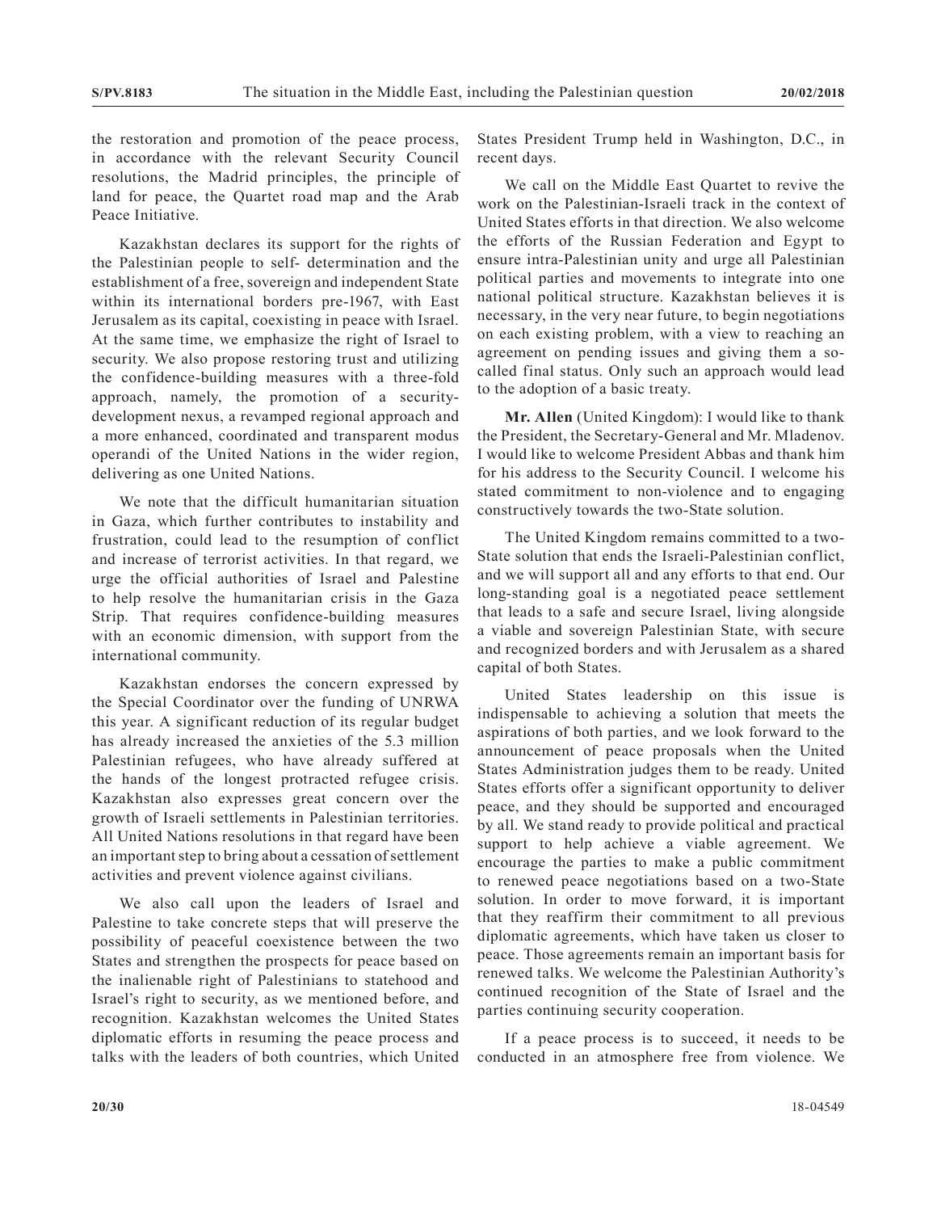the restoration and promotion of the peace process, in accordance with the relevant Security Council resolutions, the Madrid principles, the principle of land for peace, the Quartet road map and the Arab Peace Initiative.

Kazakhstan declares its support for the rights of the Palestinian people to self- determination and the establishment of a free, sovereign and independent State within its international borders pre-1967, with East Jerusalem as its capital, coexisting in peace with Israel. At the same time, we emphasize the right of Israel to security. We also propose restoring trust and utilizing the confidence-building measures with a three-fold approach, namely, the promotion of a security-development nexus, a revamped regional approach and a more enhanced, coordinated and transparent modus operandi of the United Nations in the wider region, delivering as one United Nations.

We note that the difficult humanitarian situation in Gaza, which further contributes to instability and frustration, could lead to the resumption of conflict and increase of terrorist activities. In that regard, we urge the official authorities of Israel and Palestine to help resolve the humanitarian crisis in the Gaza Strip. That requires confidence-building measures with an economic dimension, with support from the international community.

Kazakhstan endorses the concern expressed by the Special Coordinator over the funding of UNRWA this year. A significant reduction of its regular budget has already increased the anxieties of the 5.3 million Palestinian refugees, who have already suffered at the hands of the longest protracted refugee crisis. Kazakhstan also expresses great concern over the growth of Israeli settlements in Palestinian territories. All United Nations resolutions in that regard have been an important step to bring about a cessation of settlement activities and prevent violence against civilians.

We also call upon the leaders of Israel and Palestine to take concrete steps that will preserve the possibility of peaceful coexistence between the two States and strengthen the prospects for peace based on the inalienable right of Palestinians to statehood and Israel's right to security, as we mentioned before, and recognition. Kazakhstan welcomes the United States diplomatic efforts in resuming the peace process and talks with the leaders of both countries, which United States President Trump held in Washington, D.C., in recent days.

We call on the Middle East Quartet to revive the work on the Palestinian-Israeli track in the context of United States efforts in that direction. We also welcome the efforts of the Russian Federation and Egypt to ensure intra-Palestinian unity and urge all Palestinian political parties and movements to integrate into one national political structure. Kazakhstan believes it is necessary, in the very near future, to begin negotiations on each existing problem, with a view to reaching an agreement on pending issues and giving them a so-called final status. Only such an approach would lead to the adoption of a basic treaty.

**Mr. Allen** (United Kingdom): I would like to thank the President, the Secretary-General and Mr. Mladenov. I would like to welcome President Abbas and thank him for his address to the Security Council. I welcome his stated commitment to non-violence and to engaging constructively towards the two-State solution.

The United Kingdom remains committed to a two-State solution that ends the Israeli-Palestinian conflict, and we will support all and any efforts to that end. Our long-standing goal is a negotiated peace settlement that leads to a safe and secure Israel, living alongside a viable and sovereign Palestinian State, with secure and recognized borders and with Jerusalem as a shared capital of both States.

United States leadership on this issue is indispensable to achieving a solution that meets the aspirations of both parties, and we look forward to the announcement of peace proposals when the United States Administration judges them to be ready. United States efforts offer a significant opportunity to deliver peace, and they should be supported and encouraged by all. We stand ready to provide political and practical support to help achieve a viable agreement. We encourage the parties to make a public commitment to renewed peace negotiations based on a two-State solution. In order to move forward, it is important that they reaffirm their commitment to all previous diplomatic agreements, which have taken us closer to peace. Those agreements remain an important basis for renewed talks. We welcome the Palestinian Authority's continued recognition of the State of Israel and the parties continuing security cooperation.

If a peace process is to succeed, it needs to be conducted in an atmosphere free from violence. We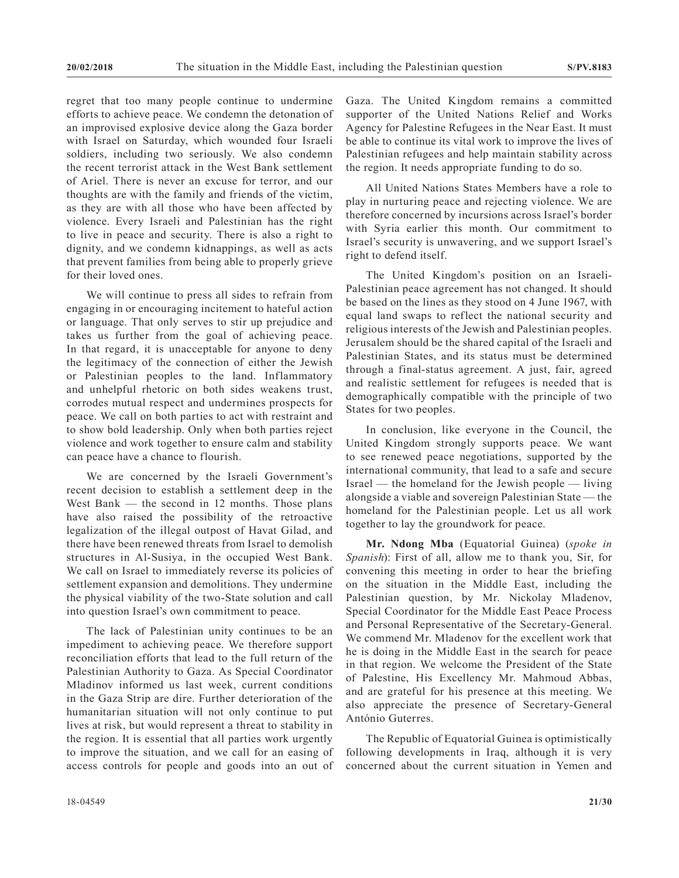regret that too many people continue to undermine efforts to achieve peace. We condemn the detonation of an improvised explosive device along the Gaza border with Israel on Saturday, which wounded four Israeli soldiers, including two seriously. We also condemn the recent terrorist attack in the West Bank settlement of Ariel. There is never an excuse for terror, and our thoughts are with the family and friends of the victim, as they are with all those who have been affected by violence. Every Israeli and Palestinian has the right to live in peace and security. There is also a right to dignity, and we condemn kidnappings, as well as acts that prevent families from being able to properly grieve for their loved ones.

We will continue to press all sides to refrain from engaging in or encouraging incitement to hateful action or language. That only serves to stir up prejudice and takes us further from the goal of achieving peace. In that regard, it is unacceptable for anyone to deny the legitimacy of the connection of either the Jewish or Palestinian peoples to the land. Inflammatory and unhelpful rhetoric on both sides weakens trust, corrodes mutual respect and undermines prospects for peace. We call on both parties to act with restraint and to show bold leadership. Only when both parties reject violence and work together to ensure calm and stability can peace have a chance to flourish.

We are concerned by the Israeli Government's recent decision to establish a settlement deep in the West Bank — the second in 12 months. Those plans have also raised the possibility of the retroactive legalization of the illegal outpost of Havat Gilad, and there have been renewed threats from Israel to demolish structures in Al-Susiya, in the occupied West Bank. We call on Israel to immediately reverse its policies of settlement expansion and demolitions. They undermine the physical viability of the two-State solution and call into question Israel's own commitment to peace.

The lack of Palestinian unity continues to be an impediment to achieving peace. We therefore support reconciliation efforts that lead to the full return of the Palestinian Authority to Gaza. As Special Coordinator Mladinov informed us last week, current conditions in the Gaza Strip are dire. Further deterioration of the humanitarian situation will not only continue to put lives at risk, but would represent a threat to stability in the region. It is essential that all parties work urgently to improve the situation, and we call for an easing of access controls for people and goods into an out of Gaza. The United Kingdom remains a committed supporter of the United Nations Relief and Works Agency for Palestine Refugees in the Near East. It must be able to continue its vital work to improve the lives of Palestinian refugees and help maintain stability across the region. It needs appropriate funding to do so.

All United Nations States Members have a role to play in nurturing peace and rejecting violence. We are therefore concerned by incursions across Israel's border with Syria earlier this month. Our commitment to Israel's security is unwavering, and we support Israel's right to defend itself.

The United Kingdom's position on an Israeli-Palestinian peace agreement has not changed. It should be based on the lines as they stood on 4 June 1967, with equal land swaps to reflect the national security and religious interests of the Jewish and Palestinian peoples. Jerusalem should be the shared capital of the Israeli and Palestinian States, and its status must be determined through a final-status agreement. A just, fair, agreed and realistic settlement for refugees is needed that is demographically compatible with the principle of two States for two peoples.

In conclusion, like everyone in the Council, the United Kingdom strongly supports peace. We want to see renewed peace negotiations, supported by the international community, that lead to a safe and secure Israel — the homeland for the Jewish people — living alongside a viable and sovereign Palestinian State — the homeland for the Palestinian people. Let us all work together to lay the groundwork for peace.

**Mr. Ndong Mba** (Equatorial Guinea) (*spoke in Spanish*): First of all, allow me to thank you, Sir, for convening this meeting in order to hear the briefing on the situation in the Middle East, including the Palestinian question, by Mr. Nickolay Mladenov, Special Coordinator for the Middle East Peace Process and Personal Representative of the Secretary-General. We commend Mr. Mladenov for the excellent work that he is doing in the Middle East in the search for peace in that region. We welcome the President of the State of Palestine, His Excellency Mr. Mahmoud Abbas, and are grateful for his presence at this meeting. We also appreciate the presence of Secretary-General António Guterres.

The Republic of Equatorial Guinea is optimistically following developments in Iraq, although it is very concerned about the current situation in Yemen and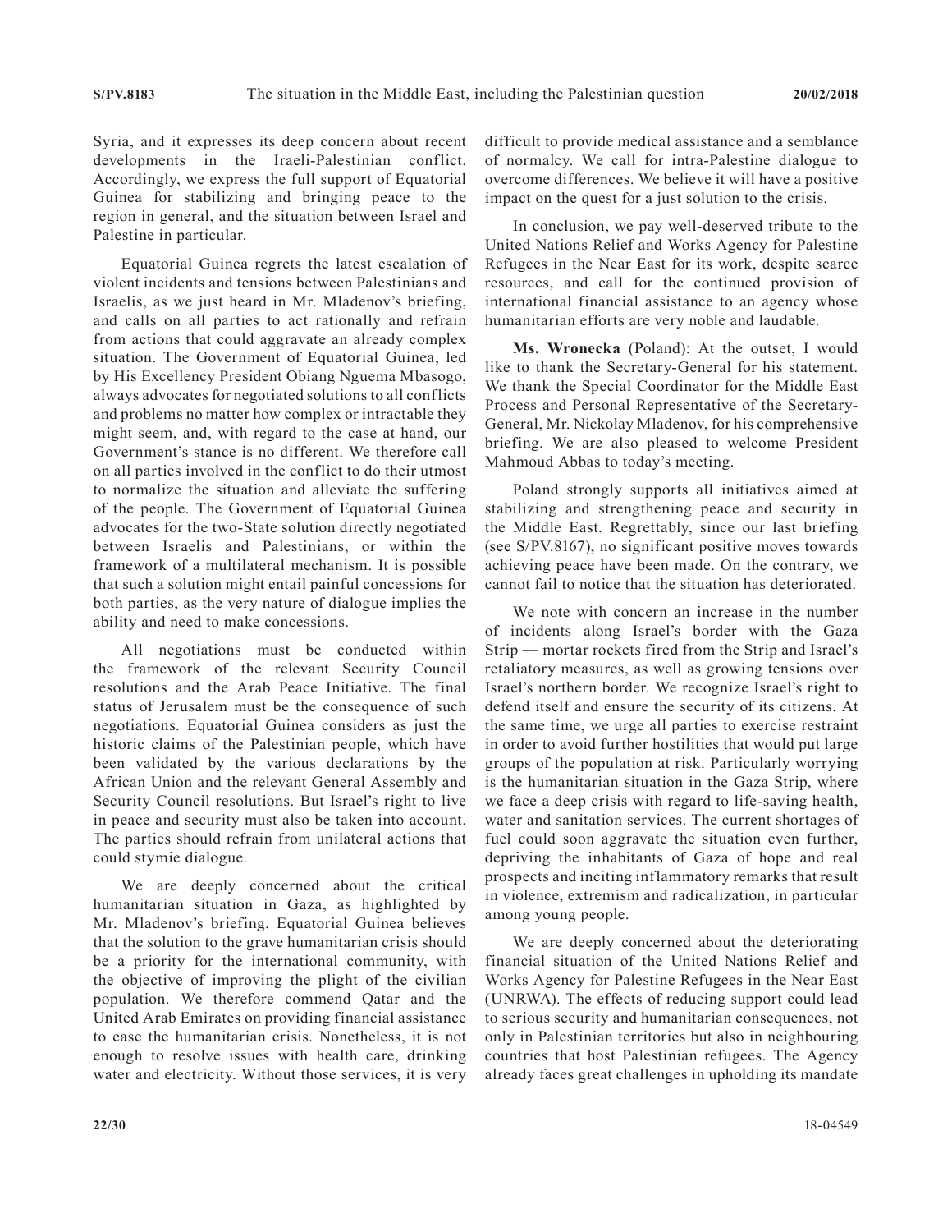Syria, and it expresses its deep concern about recent developments in the Iraeli-Palestinian conflict. Accordingly, we express the full support of Equatorial Guinea for stabilizing and bringing peace to the region in general, and the situation between Israel and Palestine in particular.

Equatorial Guinea regrets the latest escalation of violent incidents and tensions between Palestinians and Israelis, as we just heard in Mr. Mladenov's briefing, and calls on all parties to act rationally and refrain from actions that could aggravate an already complex situation. The Government of Equatorial Guinea, led by His Excellency President Obiang Nguema Mbasogo, always advocates for negotiated solutions to all conflicts and problems no matter how complex or intractable they might seem, and, with regard to the case at hand, our Government's stance is no different. We therefore call on all parties involved in the conflict to do their utmost to normalize the situation and alleviate the suffering of the people. The Government of Equatorial Guinea advocates for the two-State solution directly negotiated between Israelis and Palestinians, or within the framework of a multilateral mechanism. It is possible that such a solution might entail painful concessions for both parties, as the very nature of dialogue implies the ability and need to make concessions.

All negotiations must be conducted within the framework of the relevant Security Council resolutions and the Arab Peace Initiative. The final status of Jerusalem must be the consequence of such negotiations. Equatorial Guinea considers as just the historic claims of the Palestinian people, which have been validated by the various declarations by the African Union and the relevant General Assembly and Security Council resolutions. But Israel's right to live in peace and security must also be taken into account. The parties should refrain from unilateral actions that could stymie dialogue.

We are deeply concerned about the critical humanitarian situation in Gaza, as highlighted by Mr. Mladenov's briefing. Equatorial Guinea believes that the solution to the grave humanitarian crisis should be a priority for the international community, with the objective of improving the plight of the civilian population. We therefore commend Qatar and the United Arab Emirates on providing financial assistance to ease the humanitarian crisis. Nonetheless, it is not enough to resolve issues with health care, drinking water and electricity. Without those services, it is very difficult to provide medical assistance and a semblance of normalcy. We call for intra-Palestine dialogue to overcome differences. We believe it will have a positive impact on the quest for a just solution to the crisis.

In conclusion, we pay well-deserved tribute to the United Nations Relief and Works Agency for Palestine Refugees in the Near East for its work, despite scarce resources, and call for the continued provision of international financial assistance to an agency whose humanitarian efforts are very noble and laudable.

**Ms. Wronecka** (Poland): At the outset, I would like to thank the Secretary-General for his statement. We thank the Special Coordinator for the Middle East Process and Personal Representative of the Secretary-General, Mr. Nickolay Mladenov, for his comprehensive briefing. We are also pleased to welcome President Mahmoud Abbas to today's meeting.

Poland strongly supports all initiatives aimed at stabilizing and strengthening peace and security in the Middle East. Regrettably, since our last briefing (see S/PV.8167), no significant positive moves towards achieving peace have been made. On the contrary, we cannot fail to notice that the situation has deteriorated.

We note with concern an increase in the number of incidents along Israel's border with the Gaza Strip — mortar rockets fired from the Strip and Israel's retaliatory measures, as well as growing tensions over Israel's northern border. We recognize Israel's right to defend itself and ensure the security of its citizens. At the same time, we urge all parties to exercise restraint in order to avoid further hostilities that would put large groups of the population at risk. Particularly worrying is the humanitarian situation in the Gaza Strip, where we face a deep crisis with regard to life-saving health, water and sanitation services. The current shortages of fuel could soon aggravate the situation even further, depriving the inhabitants of Gaza of hope and real prospects and inciting inflammatory remarks that result in violence, extremism and radicalization, in particular among young people.

We are deeply concerned about the deteriorating financial situation of the United Nations Relief and Works Agency for Palestine Refugees in the Near East (UNRWA). The effects of reducing support could lead to serious security and humanitarian consequences, not only in Palestinian territories but also in neighbouring countries that host Palestinian refugees. The Agency already faces great challenges in upholding its mandate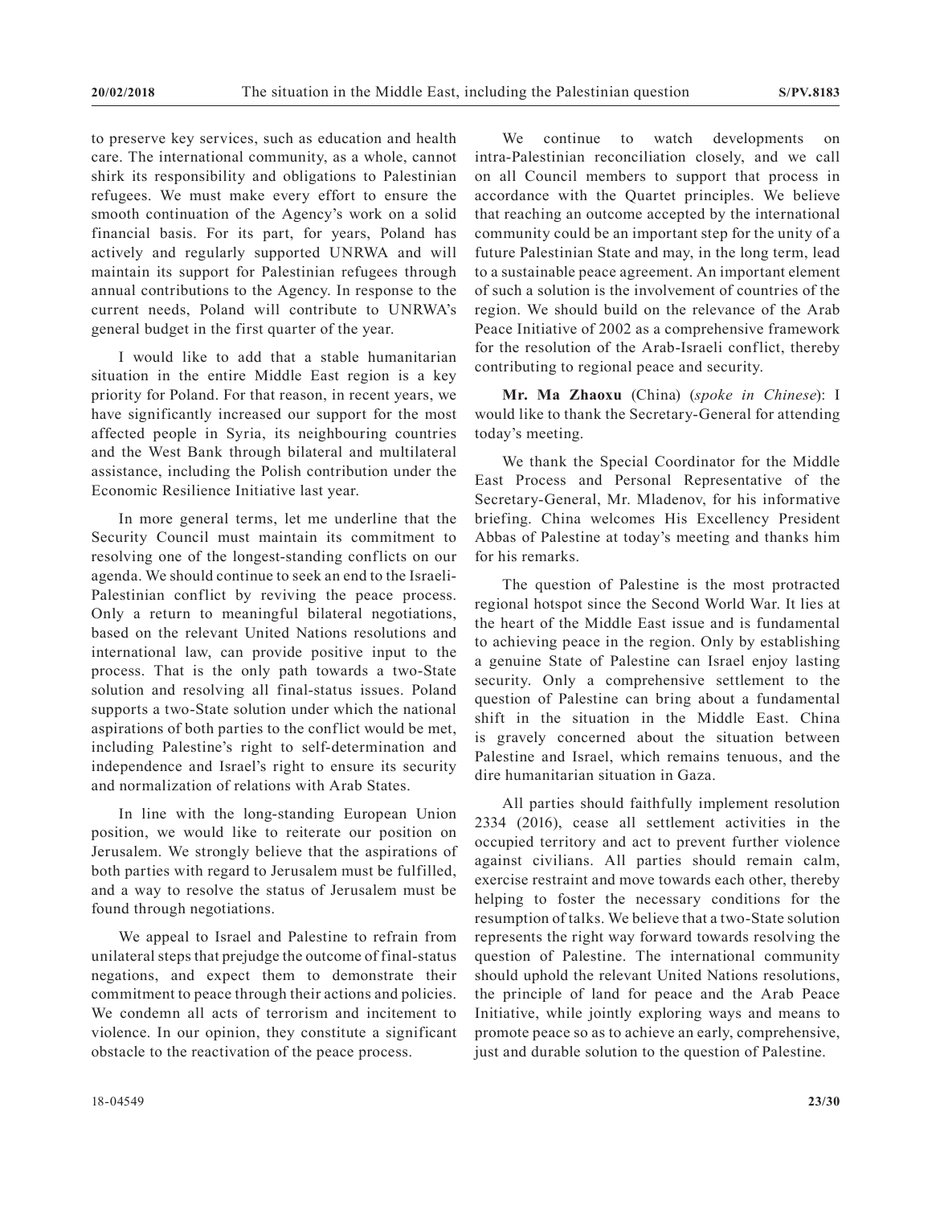to preserve key services, such as education and health care. The international community, as a whole, cannot shirk its responsibility and obligations to Palestinian refugees. We must make every effort to ensure the smooth continuation of the Agency's work on a solid financial basis. For its part, for years, Poland has actively and regularly supported UNRWA and will maintain its support for Palestinian refugees through annual contributions to the Agency. In response to the current needs, Poland will contribute to UNRWA's general budget in the first quarter of the year.

I would like to add that a stable humanitarian situation in the entire Middle East region is a key priority for Poland. For that reason, in recent years, we have significantly increased our support for the most affected people in Syria, its neighbouring countries and the West Bank through bilateral and multilateral assistance, including the Polish contribution under the Economic Resilience Initiative last year.

In more general terms, let me underline that the Security Council must maintain its commitment to resolving one of the longest-standing conflicts on our agenda. We should continue to seek an end to the Israeli-Palestinian conflict by reviving the peace process. Only a return to meaningful bilateral negotiations, based on the relevant United Nations resolutions and international law, can provide positive input to the process. That is the only path towards a two-State solution and resolving all final-status issues. Poland supports a two-State solution under which the national aspirations of both parties to the conflict would be met, including Palestine's right to self-determination and independence and Israel's right to ensure its security and normalization of relations with Arab States.

In line with the long-standing European Union position, we would like to reiterate our position on Jerusalem. We strongly believe that the aspirations of both parties with regard to Jerusalem must be fulfilled, and a way to resolve the status of Jerusalem must be found through negotiations.

We appeal to Israel and Palestine to refrain from unilateral steps that prejudge the outcome of final-status negations, and expect them to demonstrate their commitment to peace through their actions and policies. We condemn all acts of terrorism and incitement to violence. In our opinion, they constitute a significant obstacle to the reactivation of the peace process.

We continue to watch developments on intra-Palestinian reconciliation closely, and we call on all Council members to support that process in accordance with the Quartet principles. We believe that reaching an outcome accepted by the international community could be an important step for the unity of a future Palestinian State and may, in the long term, lead to a sustainable peace agreement. An important element of such a solution is the involvement of countries of the region. We should build on the relevance of the Arab Peace Initiative of 2002 as a comprehensive framework for the resolution of the Arab-Israeli conflict, thereby contributing to regional peace and security.

**Mr. Ma Zhaoxu** (China) (*spoke in Chinese*): I would like to thank the Secretary-General for attending today's meeting.

We thank the Special Coordinator for the Middle East Process and Personal Representative of the Secretary-General, Mr. Mladenov, for his informative briefing. China welcomes His Excellency President Abbas of Palestine at today's meeting and thanks him for his remarks.

The question of Palestine is the most protracted regional hotspot since the Second World War. It lies at the heart of the Middle East issue and is fundamental to achieving peace in the region. Only by establishing a genuine State of Palestine can Israel enjoy lasting security. Only a comprehensive settlement to the question of Palestine can bring about a fundamental shift in the situation in the Middle East. China is gravely concerned about the situation between Palestine and Israel, which remains tenuous, and the dire humanitarian situation in Gaza.

All parties should faithfully implement resolution 2334 (2016), cease all settlement activities in the occupied territory and act to prevent further violence against civilians. All parties should remain calm, exercise restraint and move towards each other, thereby helping to foster the necessary conditions for the resumption of talks. We believe that a two-State solution represents the right way forward towards resolving the question of Palestine. The international community should uphold the relevant United Nations resolutions, the principle of land for peace and the Arab Peace Initiative, while jointly exploring ways and means to promote peace so as to achieve an early, comprehensive, just and durable solution to the question of Palestine.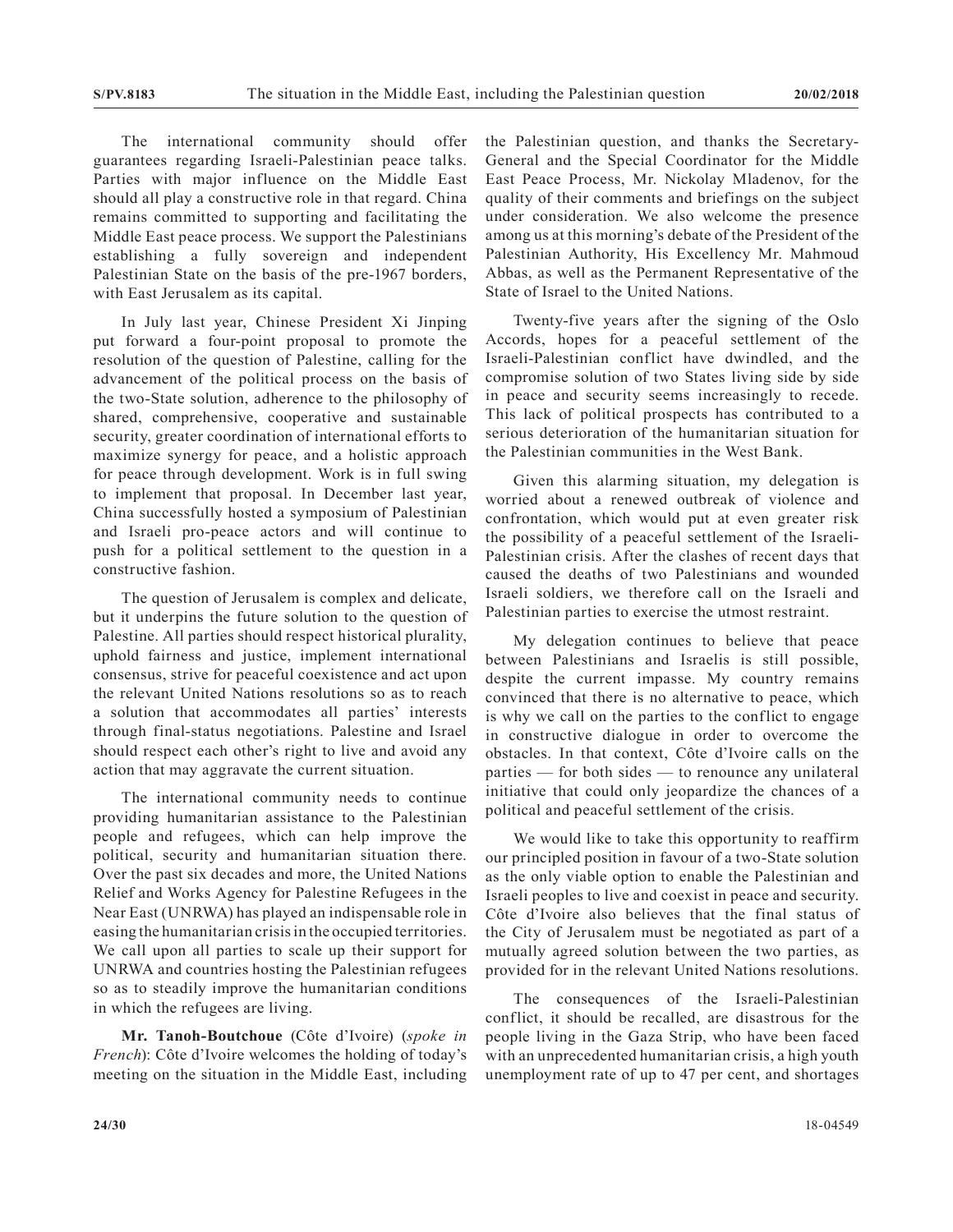The international community should offer guarantees regarding Israeli-Palestinian peace talks. Parties with major influence on the Middle East should all play a constructive role in that regard. China remains committed to supporting and facilitating the Middle East peace process. We support the Palestinians establishing a fully sovereign and independent Palestinian State on the basis of the pre-1967 borders, with East Jerusalem as its capital.

In July last year, Chinese President Xi Jinping put forward a four-point proposal to promote the resolution of the question of Palestine, calling for the advancement of the political process on the basis of the two-State solution, adherence to the philosophy of shared, comprehensive, cooperative and sustainable security, greater coordination of international efforts to maximize synergy for peace, and a holistic approach for peace through development. Work is in full swing to implement that proposal. In December last year, China successfully hosted a symposium of Palestinian and Israeli pro-peace actors and will continue to push for a political settlement to the question in a constructive fashion.

The question of Jerusalem is complex and delicate, but it underpins the future solution to the question of Palestine. All parties should respect historical plurality, uphold fairness and justice, implement international consensus, strive for peaceful coexistence and act upon the relevant United Nations resolutions so as to reach a solution that accommodates all parties' interests through final-status negotiations. Palestine and Israel should respect each other's right to live and avoid any action that may aggravate the current situation.

The international community needs to continue providing humanitarian assistance to the Palestinian people and refugees, which can help improve the political, security and humanitarian situation there. Over the past six decades and more, the United Nations Relief and Works Agency for Palestine Refugees in the Near East (UNRWA) has played an indispensable role in easing the humanitarian crisis in the occupied territories. We call upon all parties to scale up their support for UNRWA and countries hosting the Palestinian refugees so as to steadily improve the humanitarian conditions in which the refugees are living.

**Mr. Tanoh-Boutchoue** (Côte d'Ivoire) (*spoke in French*): Côte d'Ivoire welcomes the holding of today's meeting on the situation in the Middle East, including the Palestinian question, and thanks the Secretary-General and the Special Coordinator for the Middle East Peace Process, Mr. Nickolay Mladenov, for the quality of their comments and briefings on the subject under consideration. We also welcome the presence among us at this morning's debate of the President of the Palestinian Authority, His Excellency Mr. Mahmoud Abbas, as well as the Permanent Representative of the State of Israel to the United Nations.

Twenty-five years after the signing of the Oslo Accords, hopes for a peaceful settlement of the Israeli-Palestinian conflict have dwindled, and the compromise solution of two States living side by side in peace and security seems increasingly to recede. This lack of political prospects has contributed to a serious deterioration of the humanitarian situation for the Palestinian communities in the West Bank.

Given this alarming situation, my delegation is worried about a renewed outbreak of violence and confrontation, which would put at even greater risk the possibility of a peaceful settlement of the Israeli-Palestinian crisis. After the clashes of recent days that caused the deaths of two Palestinians and wounded Israeli soldiers, we therefore call on the Israeli and Palestinian parties to exercise the utmost restraint.

My delegation continues to believe that peace between Palestinians and Israelis is still possible, despite the current impasse. My country remains convinced that there is no alternative to peace, which is why we call on the parties to the conflict to engage in constructive dialogue in order to overcome the obstacles. In that context, Côte d'Ivoire calls on the parties — for both sides — to renounce any unilateral initiative that could only jeopardize the chances of a political and peaceful settlement of the crisis.

We would like to take this opportunity to reaffirm our principled position in favour of a two-State solution as the only viable option to enable the Palestinian and Israeli peoples to live and coexist in peace and security. Côte d'Ivoire also believes that the final status of the City of Jerusalem must be negotiated as part of a mutually agreed solution between the two parties, as provided for in the relevant United Nations resolutions.

The consequences of the Israeli-Palestinian conflict, it should be recalled, are disastrous for the people living in the Gaza Strip, who have been faced with an unprecedented humanitarian crisis, a high youth unemployment rate of up to 47 per cent, and shortages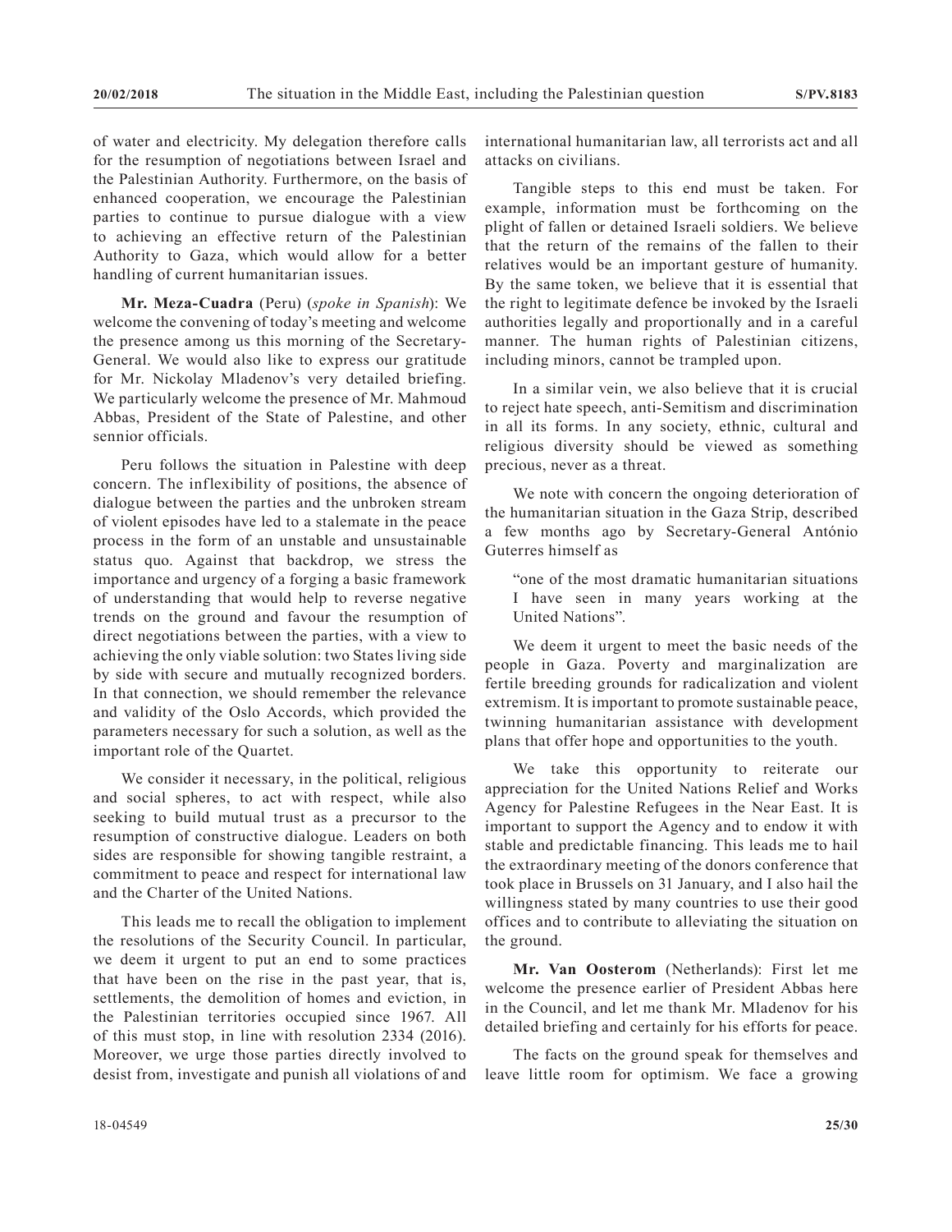of water and electricity. My delegation therefore calls for the resumption of negotiations between Israel and the Palestinian Authority. Furthermore, on the basis of enhanced cooperation, we encourage the Palestinian parties to continue to pursue dialogue with a view to achieving an effective return of the Palestinian Authority to Gaza, which would allow for a better handling of current humanitarian issues.

**Mr. Meza-Cuadra** (Peru) (*spoke in Spanish*): We welcome the convening of today's meeting and welcome the presence among us this morning of the Secretary-General. We would also like to express our gratitude for Mr. Nickolay Mladenov's very detailed briefing. We particularly welcome the presence of Mr. Mahmoud Abbas, President of the State of Palestine, and other sennior officials.

Peru follows the situation in Palestine with deep concern. The inflexibility of positions, the absence of dialogue between the parties and the unbroken stream of violent episodes have led to a stalemate in the peace process in the form of an unstable and unsustainable status quo. Against that backdrop, we stress the importance and urgency of a forging a basic framework of understanding that would help to reverse negative trends on the ground and favour the resumption of direct negotiations between the parties, with a view to achieving the only viable solution: two States living side by side with secure and mutually recognized borders. In that connection, we should remember the relevance and validity of the Oslo Accords, which provided the parameters necessary for such a solution, as well as the important role of the Quartet.

We consider it necessary, in the political, religious and social spheres, to act with respect, while also seeking to build mutual trust as a precursor to the resumption of constructive dialogue. Leaders on both sides are responsible for showing tangible restraint, a commitment to peace and respect for international law and the Charter of the United Nations.

This leads me to recall the obligation to implement the resolutions of the Security Council. In particular, we deem it urgent to put an end to some practices that have been on the rise in the past year, that is, settlements, the demolition of homes and eviction, in the Palestinian territories occupied since 1967. All of this must stop, in line with resolution 2334 (2016). Moreover, we urge those parties directly involved to desist from, investigate and punish all violations of and international humanitarian law, all terrorists act and all attacks on civilians.

Tangible steps to this end must be taken. For example, information must be forthcoming on the plight of fallen or detained Israeli soldiers. We believe that the return of the remains of the fallen to their relatives would be an important gesture of humanity. By the same token, we believe that it is essential that the right to legitimate defence be invoked by the Israeli authorities legally and proportionally and in a careful manner. The human rights of Palestinian citizens, including minors, cannot be trampled upon.

In a similar vein, we also believe that it is crucial to reject hate speech, anti-Semitism and discrimination in all its forms. In any society, ethnic, cultural and religious diversity should be viewed as something precious, never as a threat.

We note with concern the ongoing deterioration of the humanitarian situation in the Gaza Strip, described a few months ago by Secretary-General António Guterres himself as

> "one of the most dramatic humanitarian situations I have seen in many years working at the United Nations".

We deem it urgent to meet the basic needs of the people in Gaza. Poverty and marginalization are fertile breeding grounds for radicalization and violent extremism. It is important to promote sustainable peace, twinning humanitarian assistance with development plans that offer hope and opportunities to the youth.

We take this opportunity to reiterate our appreciation for the United Nations Relief and Works Agency for Palestine Refugees in the Near East. It is important to support the Agency and to endow it with stable and predictable financing. This leads me to hail the extraordinary meeting of the donors conference that took place in Brussels on 31 January, and I also hail the willingness stated by many countries to use their good offices and to contribute to alleviating the situation on the ground.

**Mr. Van Oosterom** (Netherlands): First let me welcome the presence earlier of President Abbas here in the Council, and let me thank Mr. Mladenov for his detailed briefing and certainly for his efforts for peace.

The facts on the ground speak for themselves and leave little room for optimism. We face a growing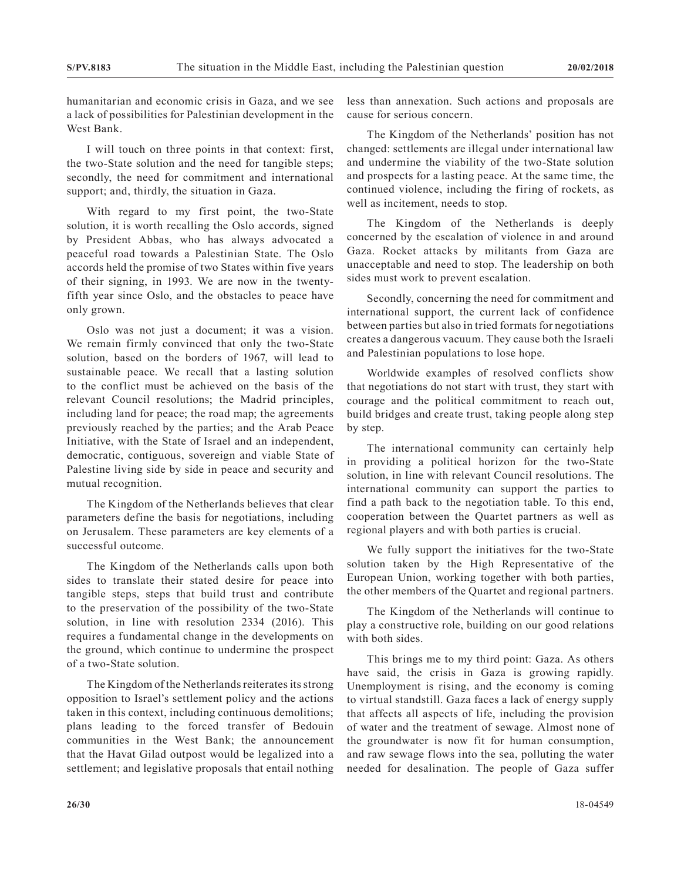humanitarian and economic crisis in Gaza, and we see a lack of possibilities for Palestinian development in the West Bank.

I will touch on three points in that context: first, the two-State solution and the need for tangible steps; secondly, the need for commitment and international support; and, thirdly, the situation in Gaza.

With regard to my first point, the two-State solution, it is worth recalling the Oslo accords, signed by President Abbas, who has always advocated a peaceful road towards a Palestinian State. The Oslo accords held the promise of two States within five years of their signing, in 1993. We are now in the twenty-fifth year since Oslo, and the obstacles to peace have only grown.

Oslo was not just a document; it was a vision. We remain firmly convinced that only the two-State solution, based on the borders of 1967, will lead to sustainable peace. We recall that a lasting solution to the conflict must be achieved on the basis of the relevant Council resolutions; the Madrid principles, including land for peace; the road map; the agreements previously reached by the parties; and the Arab Peace Initiative, with the State of Israel and an independent, democratic, contiguous, sovereign and viable State of Palestine living side by side in peace and security and mutual recognition.

The Kingdom of the Netherlands believes that clear parameters define the basis for negotiations, including on Jerusalem. These parameters are key elements of a successful outcome.

The Kingdom of the Netherlands calls upon both sides to translate their stated desire for peace into tangible steps, steps that build trust and contribute to the preservation of the possibility of the two-State solution, in line with resolution 2334 (2016). This requires a fundamental change in the developments on the ground, which continue to undermine the prospect of a two-State solution.

The Kingdom of the Netherlands reiterates its strong opposition to Israel's settlement policy and the actions taken in this context, including continuous demolitions; plans leading to the forced transfer of Bedouin communities in the West Bank; the announcement that the Havat Gilad outpost would be legalized into a settlement; and legislative proposals that entail nothing less than annexation. Such actions and proposals are cause for serious concern.

The Kingdom of the Netherlands' position has not changed: settlements are illegal under international law and undermine the viability of the two-State solution and prospects for a lasting peace. At the same time, the continued violence, including the firing of rockets, as well as incitement, needs to stop.

The Kingdom of the Netherlands is deeply concerned by the escalation of violence in and around Gaza. Rocket attacks by militants from Gaza are unacceptable and need to stop. The leadership on both sides must work to prevent escalation.

Secondly, concerning the need for commitment and international support, the current lack of confidence between parties but also in tried formats for negotiations creates a dangerous vacuum. They cause both the Israeli and Palestinian populations to lose hope.

Worldwide examples of resolved conflicts show that negotiations do not start with trust, they start with courage and the political commitment to reach out, build bridges and create trust, taking people along step by step.

The international community can certainly help in providing a political horizon for the two-State solution, in line with relevant Council resolutions. The international community can support the parties to find a path back to the negotiation table. To this end, cooperation between the Quartet partners as well as regional players and with both parties is crucial.

We fully support the initiatives for the two-State solution taken by the High Representative of the European Union, working together with both parties, the other members of the Quartet and regional partners.

The Kingdom of the Netherlands will continue to play a constructive role, building on our good relations with both sides.

This brings me to my third point: Gaza. As others have said, the crisis in Gaza is growing rapidly. Unemployment is rising, and the economy is coming to virtual standstill. Gaza faces a lack of energy supply that affects all aspects of life, including the provision of water and the treatment of sewage. Almost none of the groundwater is now fit for human consumption, and raw sewage flows into the sea, polluting the water needed for desalination. The people of Gaza suffer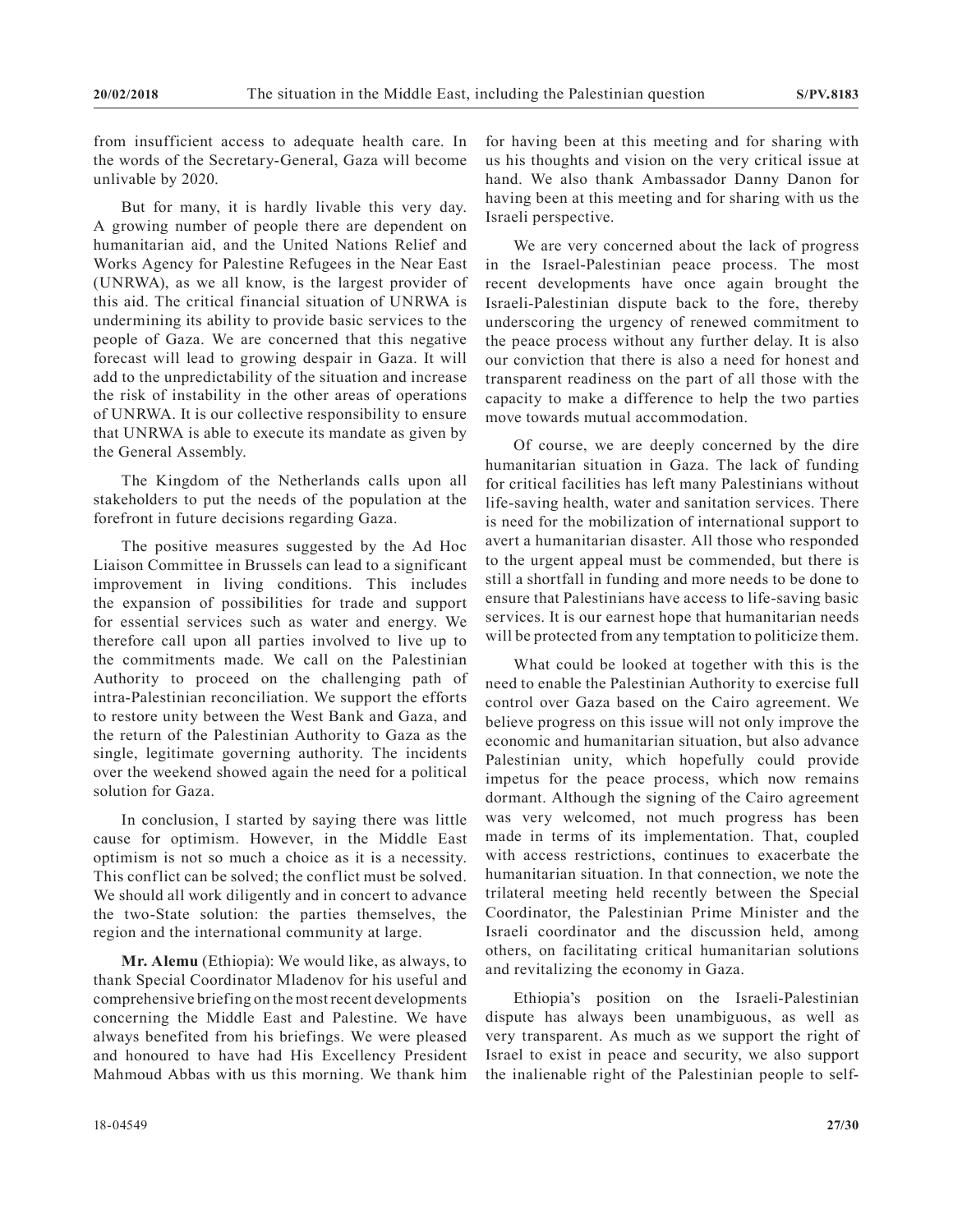from insufficient access to adequate health care. In the words of the Secretary-General, Gaza will become unlivable by 2020.

But for many, it is hardly livable this very day. A growing number of people there are dependent on humanitarian aid, and the United Nations Relief and Works Agency for Palestine Refugees in the Near East (UNRWA), as we all know, is the largest provider of this aid. The critical financial situation of UNRWA is undermining its ability to provide basic services to the people of Gaza. We are concerned that this negative forecast will lead to growing despair in Gaza. It will add to the unpredictability of the situation and increase the risk of instability in the other areas of operations of UNRWA. It is our collective responsibility to ensure that UNRWA is able to execute its mandate as given by the General Assembly.

The Kingdom of the Netherlands calls upon all stakeholders to put the needs of the population at the forefront in future decisions regarding Gaza.

The positive measures suggested by the Ad Hoc Liaison Committee in Brussels can lead to a significant improvement in living conditions. This includes the expansion of possibilities for trade and support for essential services such as water and energy. We therefore call upon all parties involved to live up to the commitments made. We call on the Palestinian Authority to proceed on the challenging path of intra-Palestinian reconciliation. We support the efforts to restore unity between the West Bank and Gaza, and the return of the Palestinian Authority to Gaza as the single, legitimate governing authority. The incidents over the weekend showed again the need for a political solution for Gaza.

In conclusion, I started by saying there was little cause for optimism. However, in the Middle East optimism is not so much a choice as it is a necessity. This conflict can be solved; the conflict must be solved. We should all work diligently and in concert to advance the two-State solution: the parties themselves, the region and the international community at large.

**Mr. Alemu** (Ethiopia): We would like, as always, to thank Special Coordinator Mladenov for his useful and comprehensive briefing on the most recent developments concerning the Middle East and Palestine. We have always benefited from his briefings. We were pleased and honoured to have had His Excellency President Mahmoud Abbas with us this morning. We thank him for having been at this meeting and for sharing with us his thoughts and vision on the very critical issue at hand. We also thank Ambassador Danny Danon for having been at this meeting and for sharing with us the Israeli perspective.

We are very concerned about the lack of progress in the Israel-Palestinian peace process. The most recent developments have once again brought the Israeli-Palestinian dispute back to the fore, thereby underscoring the urgency of renewed commitment to the peace process without any further delay. It is also our conviction that there is also a need for honest and transparent readiness on the part of all those with the capacity to make a difference to help the two parties move towards mutual accommodation.

Of course, we are deeply concerned by the dire humanitarian situation in Gaza. The lack of funding for critical facilities has left many Palestinians without life-saving health, water and sanitation services. There is need for the mobilization of international support to avert a humanitarian disaster. All those who responded to the urgent appeal must be commended, but there is still a shortfall in funding and more needs to be done to ensure that Palestinians have access to life-saving basic services. It is our earnest hope that humanitarian needs will be protected from any temptation to politicize them.

What could be looked at together with this is the need to enable the Palestinian Authority to exercise full control over Gaza based on the Cairo agreement. We believe progress on this issue will not only improve the economic and humanitarian situation, but also advance Palestinian unity, which hopefully could provide impetus for the peace process, which now remains dormant. Although the signing of the Cairo agreement was very welcomed, not much progress has been made in terms of its implementation. That, coupled with access restrictions, continues to exacerbate the humanitarian situation. In that connection, we note the trilateral meeting held recently between the Special Coordinator, the Palestinian Prime Minister and the Israeli coordinator and the discussion held, among others, on facilitating critical humanitarian solutions and revitalizing the economy in Gaza.

Ethiopia's position on the Israeli-Palestinian dispute has always been unambiguous, as well as very transparent. As much as we support the right of Israel to exist in peace and security, we also support the inalienable right of the Palestinian people to self-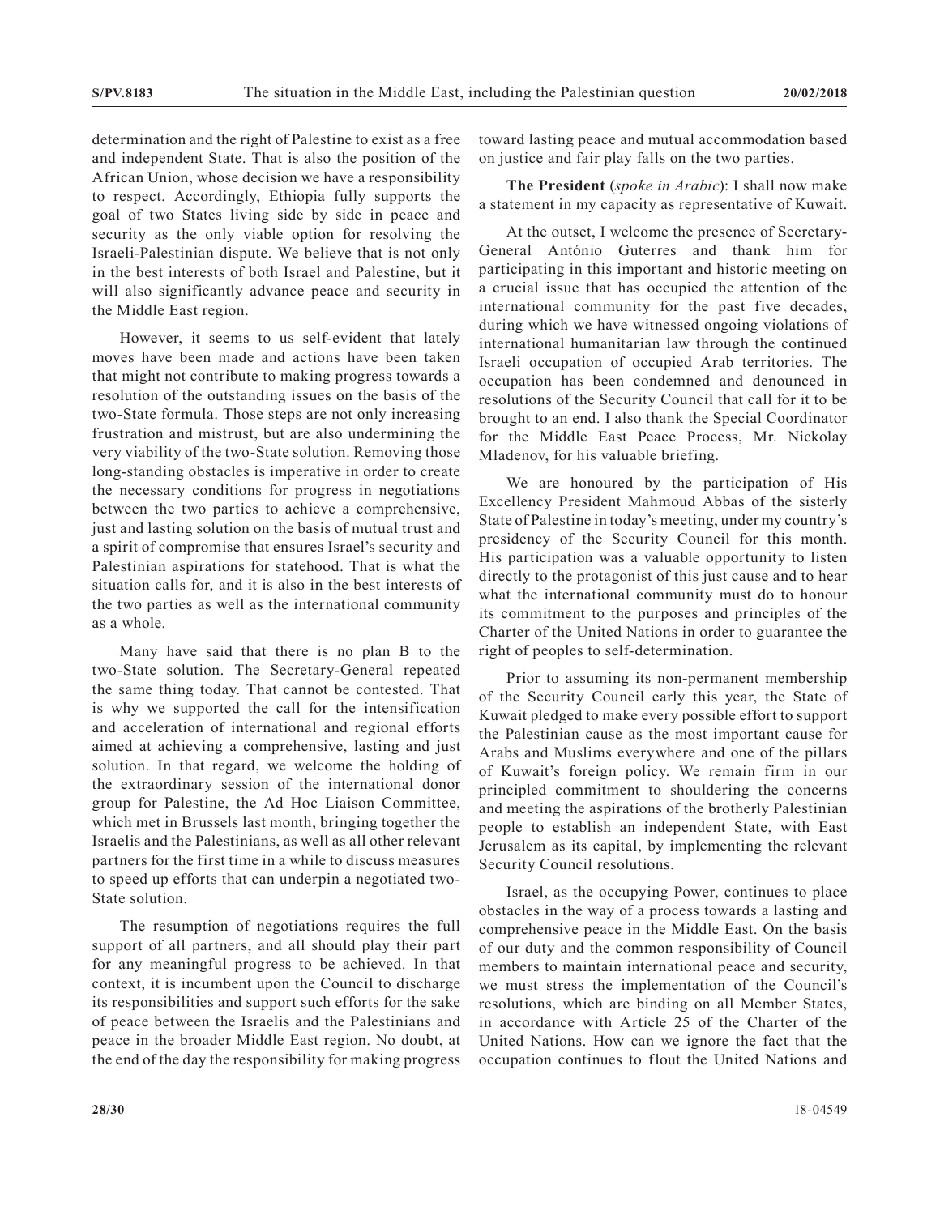determination and the right of Palestine to exist as a free and independent State. That is also the position of the African Union, whose decision we have a responsibility to respect. Accordingly, Ethiopia fully supports the goal of two States living side by side in peace and security as the only viable option for resolving the Israeli-Palestinian dispute. We believe that is not only in the best interests of both Israel and Palestine, but it will also significantly advance peace and security in the Middle East region.

However, it seems to us self-evident that lately moves have been made and actions have been taken that might not contribute to making progress towards a resolution of the outstanding issues on the basis of the two-State formula. Those steps are not only increasing frustration and mistrust, but are also undermining the very viability of the two-State solution. Removing those long-standing obstacles is imperative in order to create the necessary conditions for progress in negotiations between the two parties to achieve a comprehensive, just and lasting solution on the basis of mutual trust and a spirit of compromise that ensures Israel's security and Palestinian aspirations for statehood. That is what the situation calls for, and it is also in the best interests of the two parties as well as the international community as a whole.

Many have said that there is no plan B to the two-State solution. The Secretary-General repeated the same thing today. That cannot be contested. That is why we supported the call for the intensification and acceleration of international and regional efforts aimed at achieving a comprehensive, lasting and just solution. In that regard, we welcome the holding of the extraordinary session of the international donor group for Palestine, the Ad Hoc Liaison Committee, which met in Brussels last month, bringing together the Israelis and the Palestinians, as well as all other relevant partners for the first time in a while to discuss measures to speed up efforts that can underpin a negotiated two-State solution.

The resumption of negotiations requires the full support of all partners, and all should play their part for any meaningful progress to be achieved. In that context, it is incumbent upon the Council to discharge its responsibilities and support such efforts for the sake of peace between the Israelis and the Palestinians and peace in the broader Middle East region. No doubt, at the end of the day the responsibility for making progress toward lasting peace and mutual accommodation based on justice and fair play falls on the two parties.

**The President** (*spoke in Arabic*): I shall now make a statement in my capacity as representative of Kuwait.

At the outset, I welcome the presence of Secretary-General António Guterres and thank him for participating in this important and historic meeting on a crucial issue that has occupied the attention of the international community for the past five decades, during which we have witnessed ongoing violations of international humanitarian law through the continued Israeli occupation of occupied Arab territories. The occupation has been condemned and denounced in resolutions of the Security Council that call for it to be brought to an end. I also thank the Special Coordinator for the Middle East Peace Process, Mr. Nickolay Mladenov, for his valuable briefing.

We are honoured by the participation of His Excellency President Mahmoud Abbas of the sisterly State of Palestine in today's meeting, under my country's presidency of the Security Council for this month. His participation was a valuable opportunity to listen directly to the protagonist of this just cause and to hear what the international community must do to honour its commitment to the purposes and principles of the Charter of the United Nations in order to guarantee the right of peoples to self-determination.

Prior to assuming its non-permanent membership of the Security Council early this year, the State of Kuwait pledged to make every possible effort to support the Palestinian cause as the most important cause for Arabs and Muslims everywhere and one of the pillars of Kuwait's foreign policy. We remain firm in our principled commitment to shouldering the concerns and meeting the aspirations of the brotherly Palestinian people to establish an independent State, with East Jerusalem as its capital, by implementing the relevant Security Council resolutions.

Israel, as the occupying Power, continues to place obstacles in the way of a process towards a lasting and comprehensive peace in the Middle East. On the basis of our duty and the common responsibility of Council members to maintain international peace and security, we must stress the implementation of the Council's resolutions, which are binding on all Member States, in accordance with Article 25 of the Charter of the United Nations. How can we ignore the fact that the occupation continues to flout the United Nations and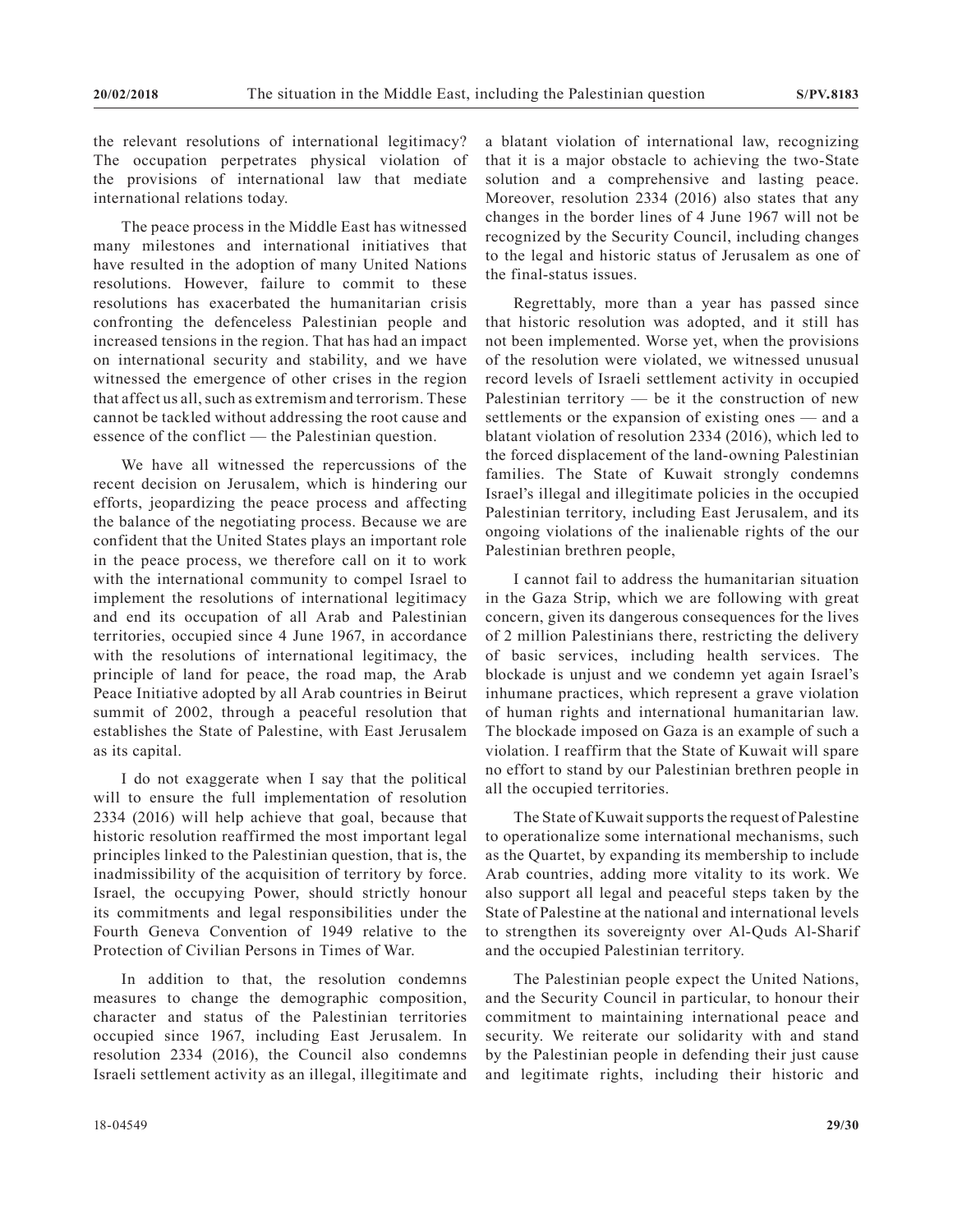the relevant resolutions of international legitimacy? The occupation perpetrates physical violation of the provisions of international law that mediate international relations today.

The peace process in the Middle East has witnessed many milestones and international initiatives that have resulted in the adoption of many United Nations resolutions. However, failure to commit to these resolutions has exacerbated the humanitarian crisis confronting the defenceless Palestinian people and increased tensions in the region. That has had an impact on international security and stability, and we have witnessed the emergence of other crises in the region that affect us all, such as extremism and terrorism. These cannot be tackled without addressing the root cause and essence of the conflict — the Palestinian question.

We have all witnessed the repercussions of the recent decision on Jerusalem, which is hindering our efforts, jeopardizing the peace process and affecting the balance of the negotiating process. Because we are confident that the United States plays an important role in the peace process, we therefore call on it to work with the international community to compel Israel to implement the resolutions of international legitimacy and end its occupation of all Arab and Palestinian territories, occupied since 4 June 1967, in accordance with the resolutions of international legitimacy, the principle of land for peace, the road map, the Arab Peace Initiative adopted by all Arab countries in Beirut summit of 2002, through a peaceful resolution that establishes the State of Palestine, with East Jerusalem as its capital.

I do not exaggerate when I say that the political will to ensure the full implementation of resolution 2334 (2016) will help achieve that goal, because that historic resolution reaffirmed the most important legal principles linked to the Palestinian question, that is, the inadmissibility of the acquisition of territory by force. Israel, the occupying Power, should strictly honour its commitments and legal responsibilities under the Fourth Geneva Convention of 1949 relative to the Protection of Civilian Persons in Times of War.

In addition to that, the resolution condemns measures to change the demographic composition, character and status of the Palestinian territories occupied since 1967, including East Jerusalem. In resolution 2334 (2016), the Council also condemns Israeli settlement activity as an illegal, illegitimate and a blatant violation of international law, recognizing that it is a major obstacle to achieving the two-State solution and a comprehensive and lasting peace. Moreover, resolution 2334 (2016) also states that any changes in the border lines of 4 June 1967 will not be recognized by the Security Council, including changes to the legal and historic status of Jerusalem as one of the final-status issues.

Regrettably, more than a year has passed since that historic resolution was adopted, and it still has not been implemented. Worse yet, when the provisions of the resolution were violated, we witnessed unusual record levels of Israeli settlement activity in occupied Palestinian territory — be it the construction of new settlements or the expansion of existing ones — and a blatant violation of resolution 2334 (2016), which led to the forced displacement of the land-owning Palestinian families. The State of Kuwait strongly condemns Israel's illegal and illegitimate policies in the occupied Palestinian territory, including East Jerusalem, and its ongoing violations of the inalienable rights of the our Palestinian brethren people,

I cannot fail to address the humanitarian situation in the Gaza Strip, which we are following with great concern, given its dangerous consequences for the lives of 2 million Palestinians there, restricting the delivery of basic services, including health services. The blockade is unjust and we condemn yet again Israel's inhumane practices, which represent a grave violation of human rights and international humanitarian law. The blockade imposed on Gaza is an example of such a violation. I reaffirm that the State of Kuwait will spare no effort to stand by our Palestinian brethren people in all the occupied territories.

The State of Kuwait supports the request of Palestine to operationalize some international mechanisms, such as the Quartet, by expanding its membership to include Arab countries, adding more vitality to its work. We also support all legal and peaceful steps taken by the State of Palestine at the national and international levels to strengthen its sovereignty over Al-Quds Al-Sharif and the occupied Palestinian territory.

The Palestinian people expect the United Nations, and the Security Council in particular, to honour their commitment to maintaining international peace and security. We reiterate our solidarity with and stand by the Palestinian people in defending their just cause and legitimate rights, including their historic and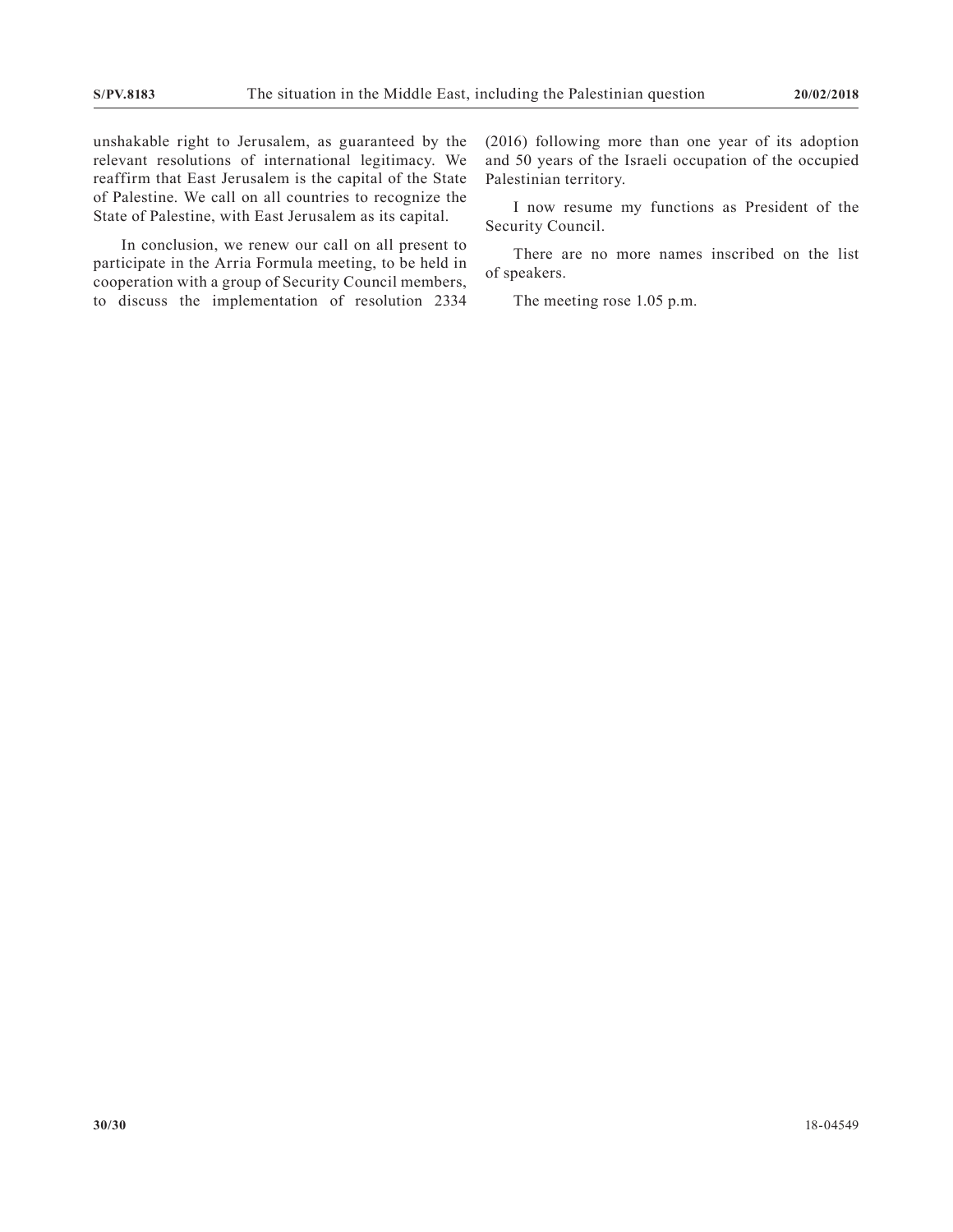unshakable right to Jerusalem, as guaranteed by the relevant resolutions of international legitimacy. We reaffirm that East Jerusalem is the capital of the State of Palestine. We call on all countries to recognize the State of Palestine, with East Jerusalem as its capital.

In conclusion, we renew our call on all present to participate in the Arria Formula meeting, to be held in cooperation with a group of Security Council members, to discuss the implementation of resolution 2334 (2016) following more than one year of its adoption and 50 years of the Israeli occupation of the occupied Palestinian territory.

I now resume my functions as President of the Security Council.

There are no more names inscribed on the list of speakers.

The meeting rose 1.05 p.m.